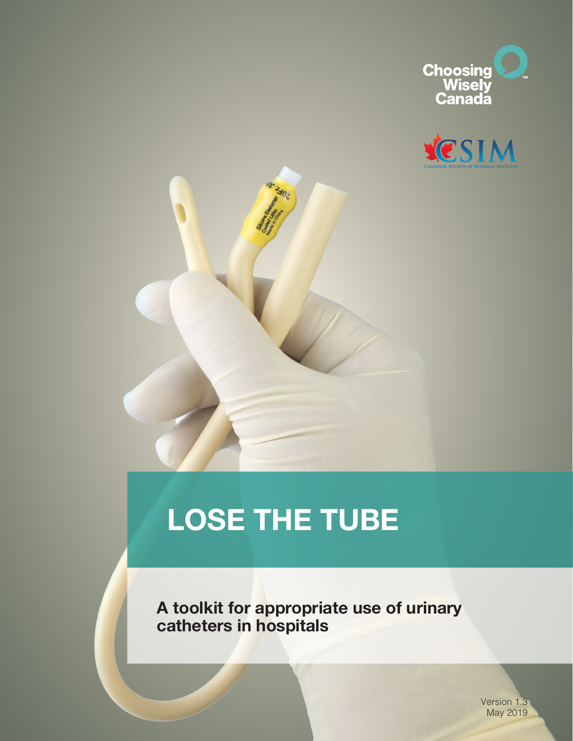Choosing Wisely Canada

CSIM
Canadian Society of Internal Medicine

# LOSE THE TUBE

**A toolkit for appropriate use of urinary catheters in hospitals**

Version 1.3
May 2019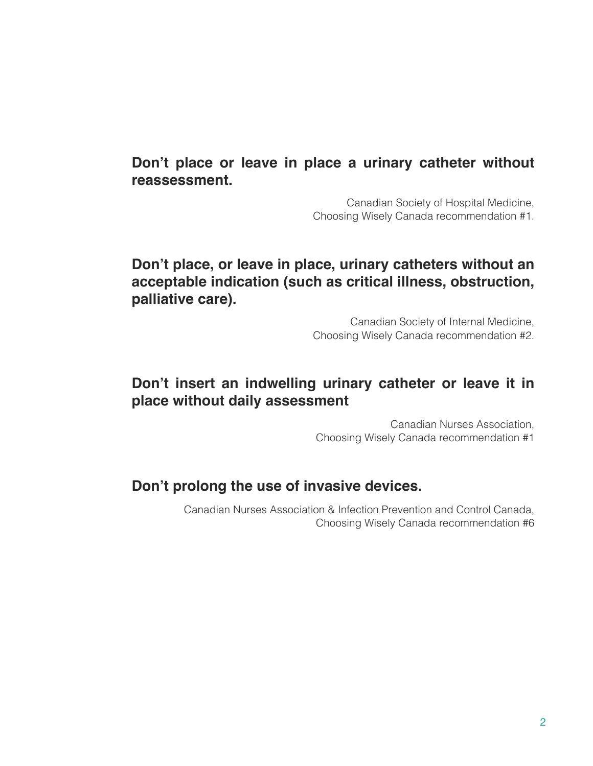**Don’t place or leave in place a urinary catheter without reassessment.**

Canadian Society of Hospital Medicine,
Choosing Wisely Canada recommendation #1.

**Don’t place, or leave in place, urinary catheters without an acceptable indication (such as critical illness, obstruction, palliative care).**

Canadian Society of Internal Medicine,
Choosing Wisely Canada recommendation #2.

**Don’t insert an indwelling urinary catheter or leave it in place without daily assessment**

Canadian Nurses Association,
Choosing Wisely Canada recommendation #1

**Don’t prolong the use of invasive devices.**

Canadian Nurses Association & Infection Prevention and Control Canada,
Choosing Wisely Canada recommendation #6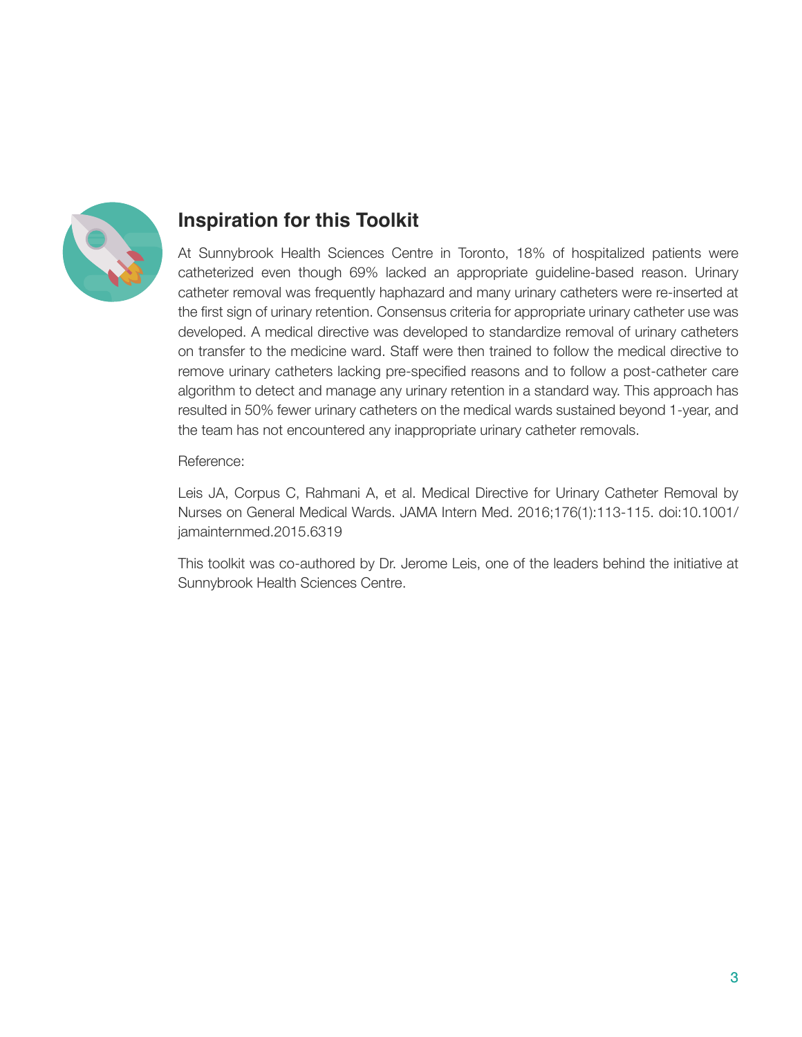## Inspiration for this Toolkit

At Sunnybrook Health Sciences Centre in Toronto, 18% of hospitalized patients were catheterized even though 69% lacked an appropriate guideline-based reason. Urinary catheter removal was frequently haphazard and many urinary catheters were re-inserted at the first sign of urinary retention. Consensus criteria for appropriate urinary catheter use was developed. A medical directive was developed to standardize removal of urinary catheters on transfer to the medicine ward. Staff were then trained to follow the medical directive to remove urinary catheters lacking pre-specified reasons and to follow a post-catheter care algorithm to detect and manage any urinary retention in a standard way. This approach has resulted in 50% fewer urinary catheters on the medical wards sustained beyond 1-year, and the team has not encountered any inappropriate urinary catheter removals.

Reference:

Leis JA, Corpus C, Rahmani A, et al. Medical Directive for Urinary Catheter Removal by Nurses on General Medical Wards. JAMA Intern Med. 2016;176(1):113-115. doi:10.1001/jamainternmed.2015.6319

This toolkit was co-authored by Dr. Jerome Leis, one of the leaders behind the initiative at Sunnybrook Health Sciences Centre.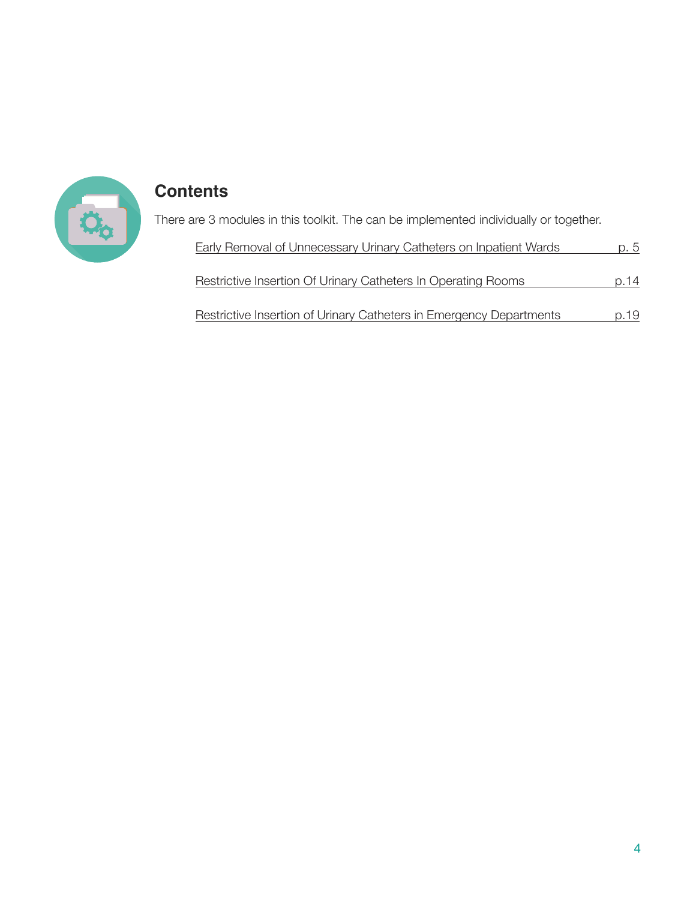## Contents

There are 3 modules in this toolkit. The can be implemented individually or together.

- Early Removal of Unnecessary Urinary Catheters on Inpatient Wards p. 5
- Restrictive Insertion Of Urinary Catheters In Operating Rooms p.14
- Restrictive Insertion of Urinary Catheters in Emergency Departments p.19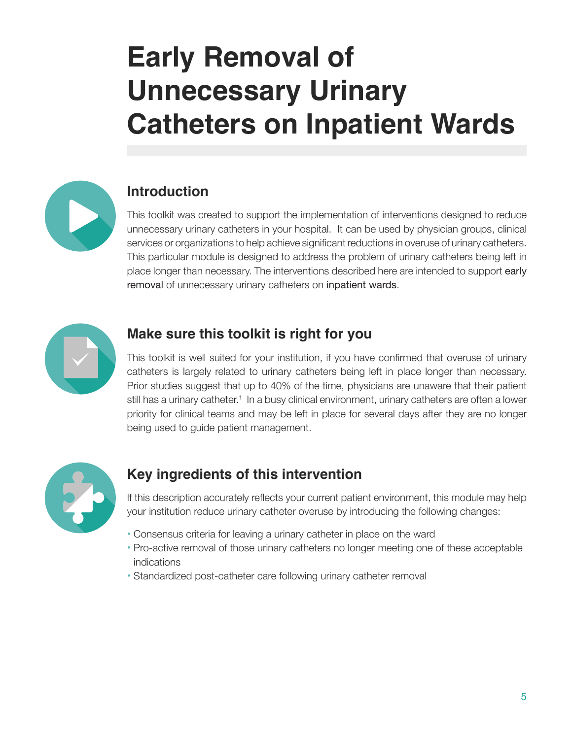# Early Removal of Unnecessary Urinary Catheters on Inpatient Wards

## Introduction

This toolkit was created to support the implementation of interventions designed to reduce unnecessary urinary catheters in your hospital. It can be used by physician groups, clinical services or organizations to help achieve significant reductions in overuse of urinary catheters. This particular module is designed to address the problem of urinary catheters being left in place longer than necessary. The interventions described here are intended to support early removal of unnecessary urinary catheters on inpatient wards.

## Make sure this toolkit is right for you

This toolkit is well suited for your institution, if you have confirmed that overuse of urinary catheters is largely related to urinary catheters being left in place longer than necessary. Prior studies suggest that up to 40% of the time, physicians are unaware that their patient still has a urinary catheter.[1] In a busy clinical environment, urinary catheters are often a lower priority for clinical teams and may be left in place for several days after they are no longer being used to guide patient management.

## Key ingredients of this intervention

If this description accurately reflects your current patient environment, this module may help your institution reduce urinary catheter overuse by introducing the following changes:

- Consensus criteria for leaving a urinary catheter in place on the ward
- Pro-active removal of those urinary catheters no longer meeting one of these acceptable indications
- Standardized post-catheter care following urinary catheter removal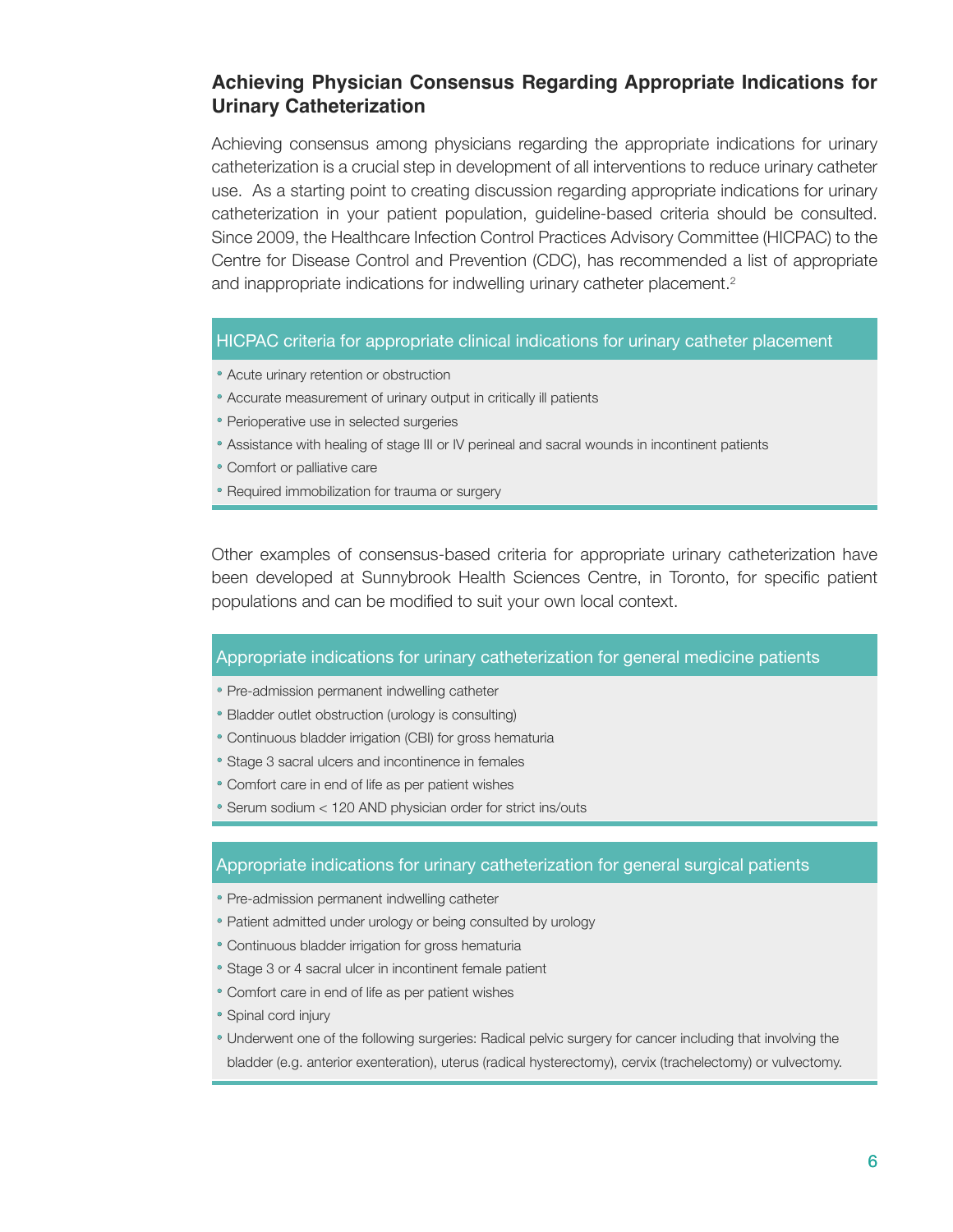## Achieving Physician Consensus Regarding Appropriate Indications for Urinary Catheterization

Achieving consensus among physicians regarding the appropriate indications for urinary catheterization is a crucial step in development of all interventions to reduce urinary catheter use. As a starting point to creating discussion regarding appropriate indications for urinary catheterization in your patient population, guideline-based criteria should be consulted. Since 2009, the Healthcare Infection Control Practices Advisory Committee (HICPAC) to the Centre for Disease Control and Prevention (CDC), has recommended a list of appropriate and inappropriate indications for indwelling urinary catheter placement.[2]

### HICPAC criteria for appropriate clinical indications for urinary catheter placement

- Acute urinary retention or obstruction
- Accurate measurement of urinary output in critically ill patients
- Perioperative use in selected surgeries
- Assistance with healing of stage III or IV perineal and sacral wounds in incontinent patients
- Comfort or palliative care
- Required immobilization for trauma or surgery

Other examples of consensus-based criteria for appropriate urinary catheterization have been developed at Sunnybrook Health Sciences Centre, in Toronto, for specific patient populations and can be modified to suit your own local context.

### Appropriate indications for urinary catheterization for general medicine patients

- Pre-admission permanent indwelling catheter
- Bladder outlet obstruction (urology is consulting)
- Continuous bladder irrigation (CBI) for gross hematuria
- Stage 3 sacral ulcers and incontinence in females
- Comfort care in end of life as per patient wishes
- Serum sodium < 120 AND physician order for strict ins/outs

### Appropriate indications for urinary catheterization for general surgical patients

- Pre-admission permanent indwelling catheter
- Patient admitted under urology or being consulted by urology
- Continuous bladder irrigation for gross hematuria
- Stage 3 or 4 sacral ulcer in incontinent female patient
- Comfort care in end of life as per patient wishes
- Spinal cord injury
- Underwent one of the following surgeries: Radical pelvic surgery for cancer including that involving the bladder (e.g. anterior exenteration), uterus (radical hysterectomy), cervix (trachelectomy) or vulvectomy.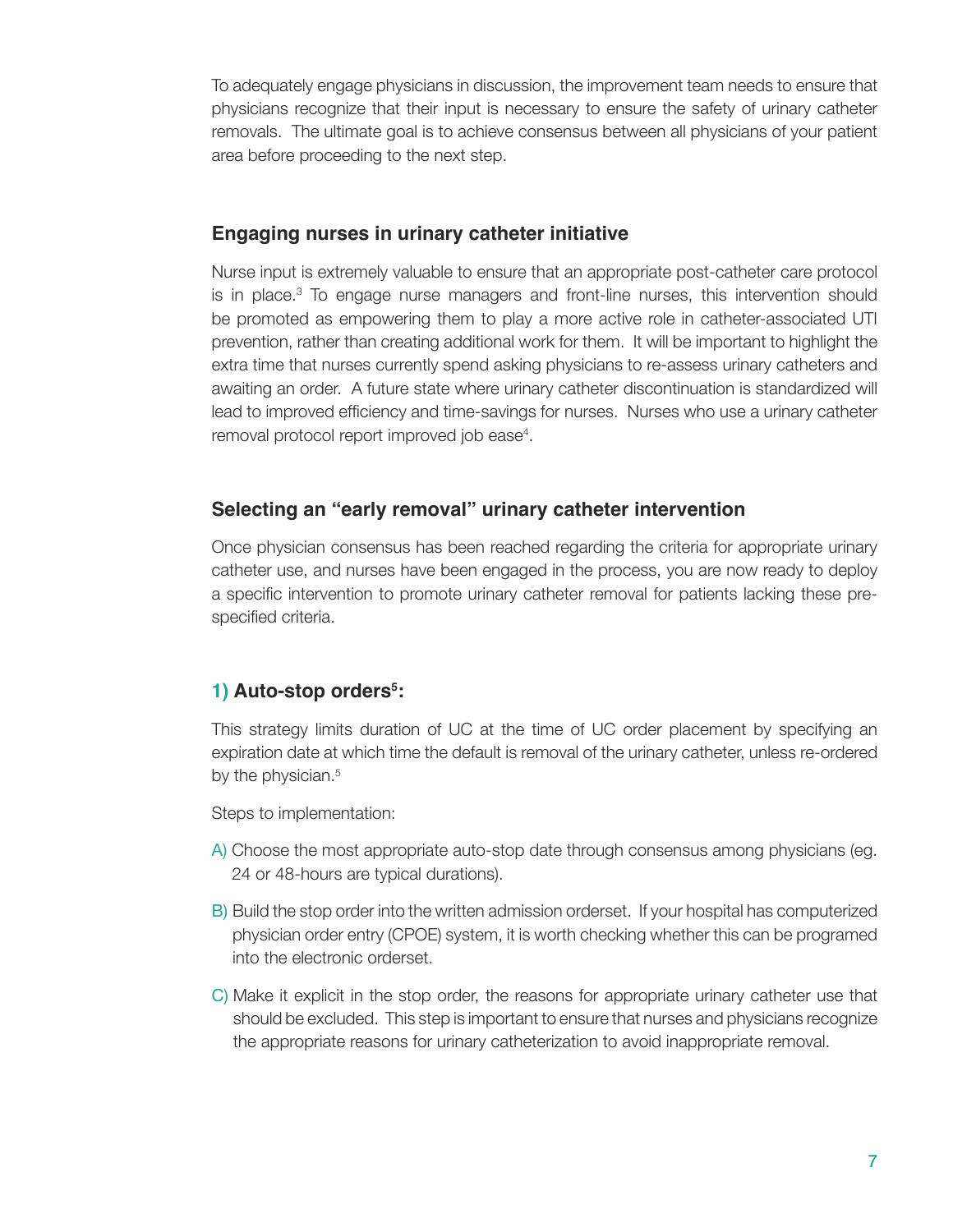To adequately engage physicians in discussion, the improvement team needs to ensure that physicians recognize that their input is necessary to ensure the safety of urinary catheter removals. The ultimate goal is to achieve consensus between all physicians of your patient area before proceeding to the next step.

## Engaging nurses in urinary catheter initiative

Nurse input is extremely valuable to ensure that an appropriate post-catheter care protocol is in place.[3] To engage nurse managers and front-line nurses, this intervention should be promoted as empowering them to play a more active role in catheter-associated UTI prevention, rather than creating additional work for them. It will be important to highlight the extra time that nurses currently spend asking physicians to re-assess urinary catheters and awaiting an order. A future state where urinary catheter discontinuation is standardized will lead to improved efficiency and time-savings for nurses. Nurses who use a urinary catheter removal protocol report improved job ease[4].

## Selecting an "early removal" urinary catheter intervention

Once physician consensus has been reached regarding the criteria for appropriate urinary catheter use, and nurses have been engaged in the process, you are now ready to deploy a specific intervention to promote urinary catheter removal for patients lacking these pre-specified criteria.

### 1) Auto-stop orders[5]:

This strategy limits duration of UC at the time of UC order placement by specifying an expiration date at which time the default is removal of the urinary catheter, unless re-ordered by the physician.[5]

Steps to implementation:

A) Choose the most appropriate auto-stop date through consensus among physicians (eg. 24 or 48-hours are typical durations).

B) Build the stop order into the written admission orderset. If your hospital has computerized physician order entry (CPOE) system, it is worth checking whether this can be programed into the electronic orderset.

C) Make it explicit in the stop order, the reasons for appropriate urinary catheter use that should be excluded. This step is important to ensure that nurses and physicians recognize the appropriate reasons for urinary catheterization to avoid inappropriate removal.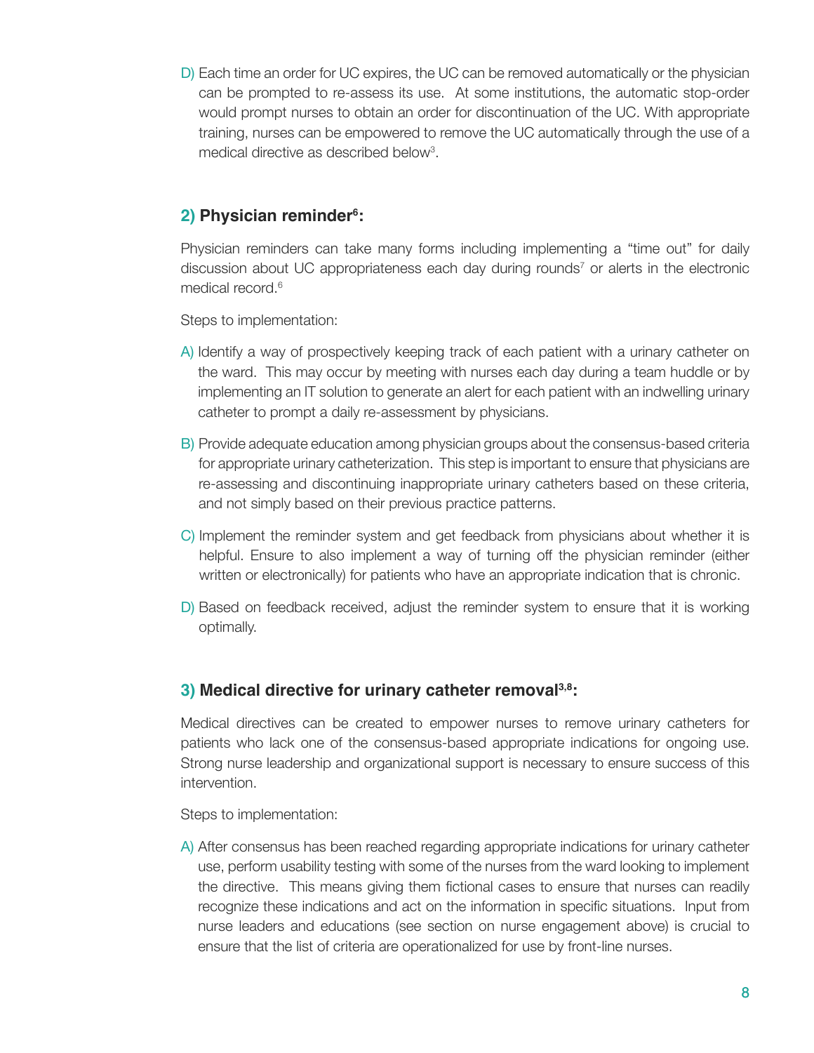D) Each time an order for UC expires, the UC can be removed automatically or the physician can be prompted to re-assess its use. At some institutions, the automatic stop-order would prompt nurses to obtain an order for discontinuation of the UC. With appropriate training, nurses can be empowered to remove the UC automatically through the use of a medical directive as described below[3].

## 2) Physician reminder[6]:

Physician reminders can take many forms including implementing a "time out" for daily discussion about UC appropriateness each day during rounds[7] or alerts in the electronic medical record.[6]

Steps to implementation:

A) Identify a way of prospectively keeping track of each patient with a urinary catheter on the ward. This may occur by meeting with nurses each day during a team huddle or by implementing an IT solution to generate an alert for each patient with an indwelling urinary catheter to prompt a daily re-assessment by physicians.

B) Provide adequate education among physician groups about the consensus-based criteria for appropriate urinary catheterization. This step is important to ensure that physicians are re-assessing and discontinuing inappropriate urinary catheters based on these criteria, and not simply based on their previous practice patterns.

C) Implement the reminder system and get feedback from physicians about whether it is helpful. Ensure to also implement a way of turning off the physician reminder (either written or electronically) for patients who have an appropriate indication that is chronic.

D) Based on feedback received, adjust the reminder system to ensure that it is working optimally.

## 3) Medical directive for urinary catheter removal[3,8]:

Medical directives can be created to empower nurses to remove urinary catheters for patients who lack one of the consensus-based appropriate indications for ongoing use. Strong nurse leadership and organizational support is necessary to ensure success of this intervention.

Steps to implementation:

A) After consensus has been reached regarding appropriate indications for urinary catheter use, perform usability testing with some of the nurses from the ward looking to implement the directive. This means giving them fictional cases to ensure that nurses can readily recognize these indications and act on the information in specific situations. Input from nurse leaders and educations (see section on nurse engagement above) is crucial to ensure that the list of criteria are operationalized for use by front-line nurses.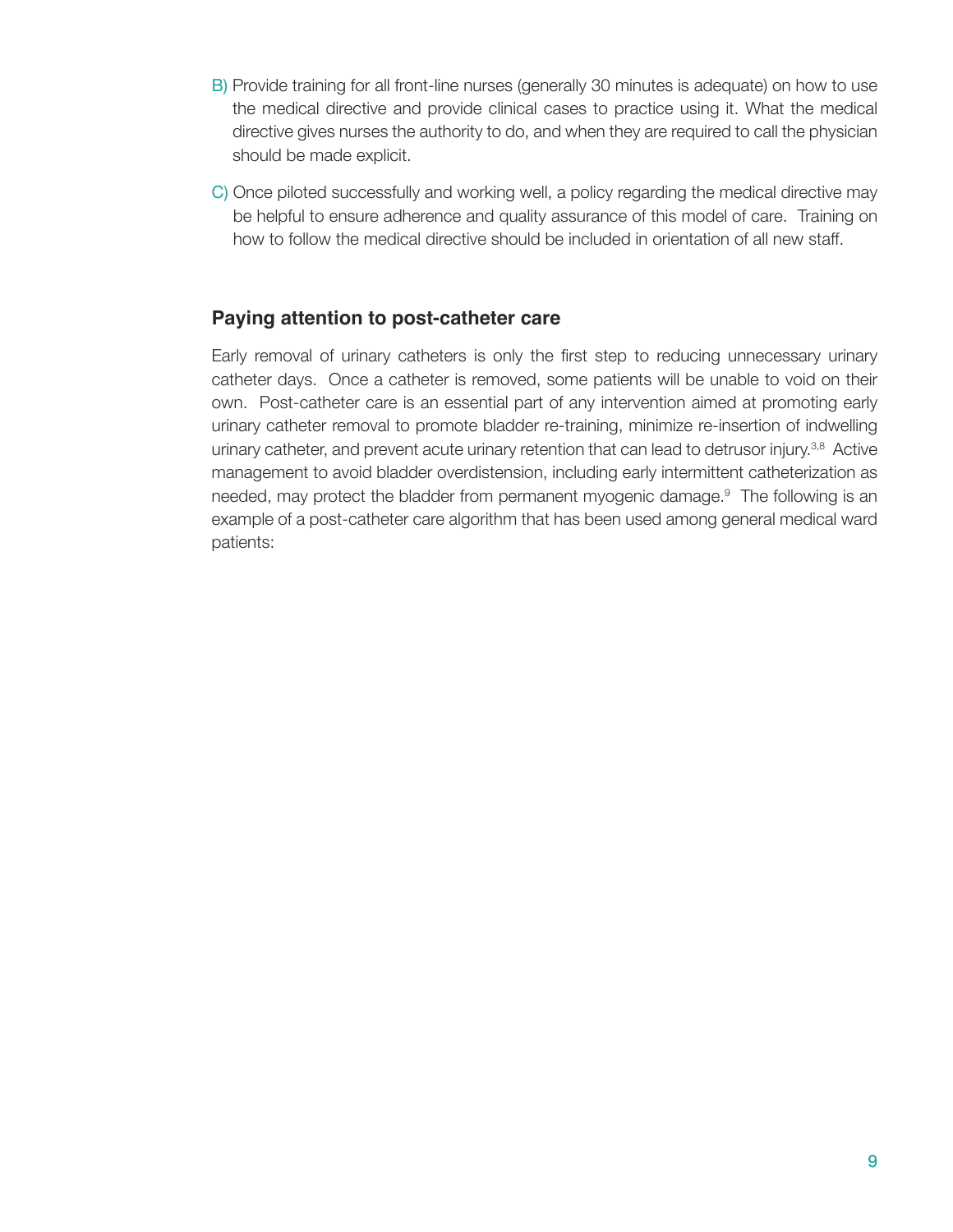B) Provide training for all front-line nurses (generally 30 minutes is adequate) on how to use the medical directive and provide clinical cases to practice using it. What the medical directive gives nurses the authority to do, and when they are required to call the physician should be made explicit.

C) Once piloted successfully and working well, a policy regarding the medical directive may be helpful to ensure adherence and quality assurance of this model of care. Training on how to follow the medical directive should be included in orientation of all new staff.

### Paying attention to post-catheter care

Early removal of urinary catheters is only the first step to reducing unnecessary urinary catheter days. Once a catheter is removed, some patients will be unable to void on their own. Post-catheter care is an essential part of any intervention aimed at promoting early urinary catheter removal to promote bladder re-training, minimize re-insertion of indwelling urinary catheter, and prevent acute urinary retention that can lead to detrusor injury.[3,8] Active management to avoid bladder overdistension, including early intermittent catheterization as needed, may protect the bladder from permanent myogenic damage.[9] The following is an example of a post-catheter care algorithm that has been used among general medical ward patients: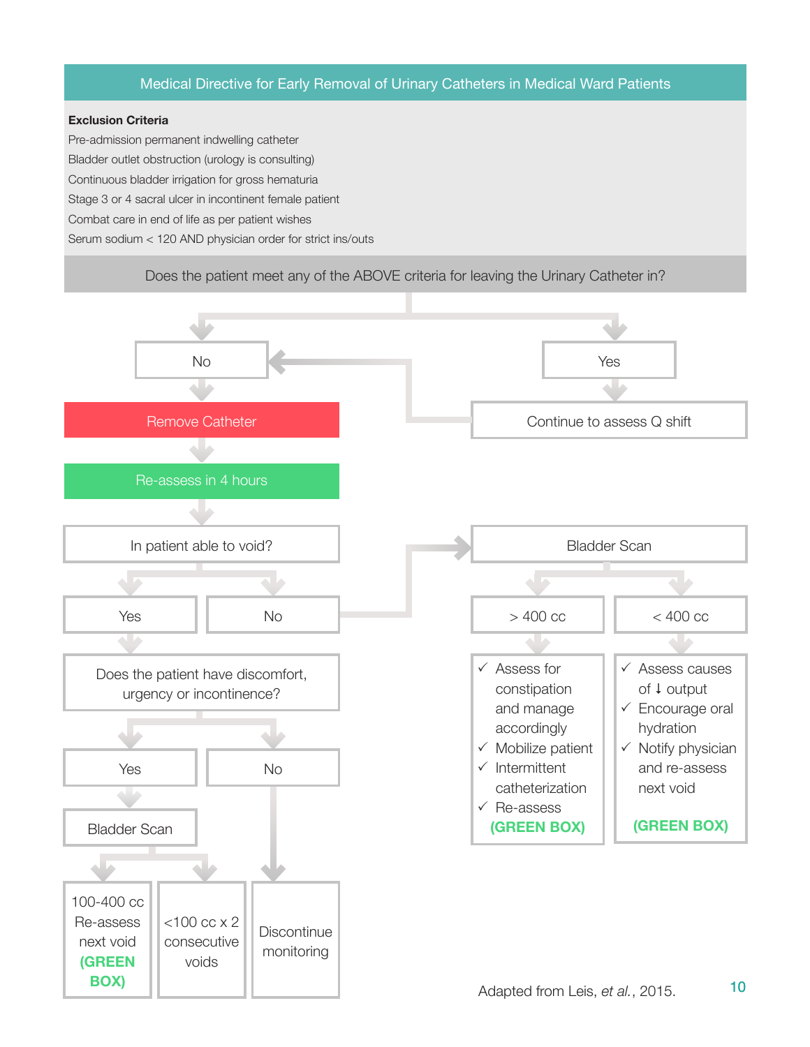# Medical Directive for Early Removal of Urinary Catheters in Medical Ward Patients

**Exclusion Criteria**

Pre-admission permanent indwelling catheter

Bladder outlet obstruction (urology is consulting)

Continuous bladder irrigation for gross hematuria

Stage 3 or 4 sacral ulcer in incontinent female patient

Combat care in end of life as per patient wishes

Serum sodium < 120 AND physician order for strict ins/outs

Does the patient meet any of the ABOVE criteria for leaving the Urinary Catheter in?

No

Remove Catheter

Re-assess in 4 hours

In patient able to void?

Yes

No

Does the patient have discomfort, urgency or incontinence?

Yes

No

Bladder Scan

100-400 cc Re-assess next void **(GREEN BOX)**

<100 cc x 2 consecutive voids

Discontinue monitoring

Yes

Continue to assess Q shift

Bladder Scan

> 400 cc

- ✓ Assess for constipation and manage accordingly
- ✓ Mobilize patient
- ✓ Intermittent catheterization
- ✓ Re-assess

**(GREEN BOX)**

< 400 cc

- ✓ Assess causes of ↓ output
- ✓ Encourage oral hydration
- ✓ Notify physician and re-assess next void

**(GREEN BOX)**

Adapted from Leis, *et al.*, 2015.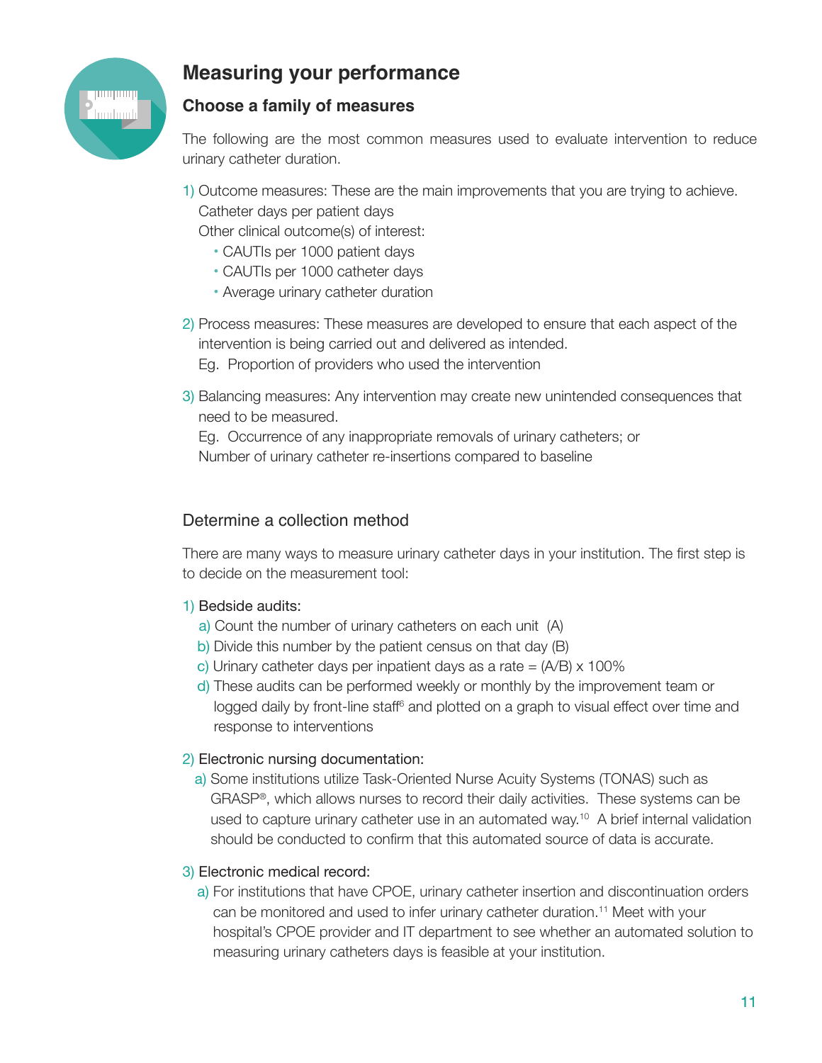## Measuring your performance

### Choose a family of measures

The following are the most common measures used to evaluate intervention to reduce urinary catheter duration.

1) Outcome measures: These are the main improvements that you are trying to achieve.
   Catheter days per patient days
   Other clinical outcome(s) of interest:
   - CAUTIs per 1000 patient days
   - CAUTIs per 1000 catheter days
   - Average urinary catheter duration

2) Process measures: These measures are developed to ensure that each aspect of the intervention is being carried out and delivered as intended.
   Eg. Proportion of providers who used the intervention

3) Balancing measures: Any intervention may create new unintended consequences that need to be measured.
   Eg. Occurrence of any inappropriate removals of urinary catheters; or
   Number of urinary catheter re-insertions compared to baseline

### Determine a collection method

There are many ways to measure urinary catheter days in your institution. The first step is to decide on the measurement tool:

1) Bedside audits:
   a) Count the number of urinary catheters on each unit (A)
   b) Divide this number by the patient census on that day (B)
   c) Urinary catheter days per inpatient days as a rate = (A/B) x 100%
   d) These audits can be performed weekly or monthly by the improvement team or logged daily by front-line staff[6] and plotted on a graph to visual effect over time and response to interventions

2) Electronic nursing documentation:
   a) Some institutions utilize Task-Oriented Nurse Acuity Systems (TONAS) such as GRASP®, which allows nurses to record their daily activities. These systems can be used to capture urinary catheter use in an automated way.[10] A brief internal validation should be conducted to confirm that this automated source of data is accurate.

3) Electronic medical record:
   a) For institutions that have CPOE, urinary catheter insertion and discontinuation orders can be monitored and used to infer urinary catheter duration.[11] Meet with your hospital's CPOE provider and IT department to see whether an automated solution to measuring urinary catheters days is feasible at your institution.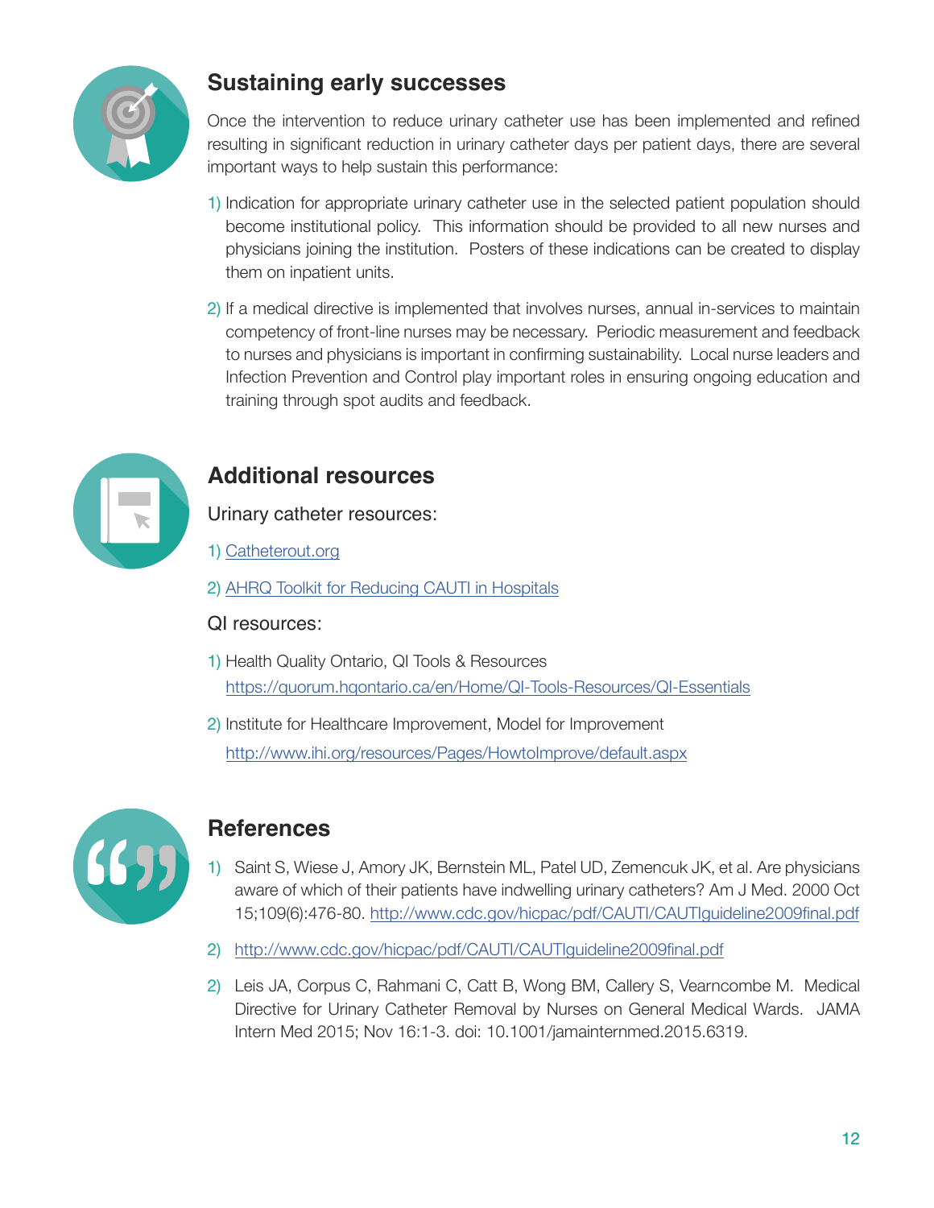## Sustaining early successes

Once the intervention to reduce urinary catheter use has been implemented and refined resulting in significant reduction in urinary catheter days per patient days, there are several important ways to help sustain this performance:

1) Indication for appropriate urinary catheter use in the selected patient population should become institutional policy. This information should be provided to all new nurses and physicians joining the institution. Posters of these indications can be created to display them on inpatient units.

2) If a medical directive is implemented that involves nurses, annual in-services to maintain competency of front-line nurses may be necessary. Periodic measurement and feedback to nurses and physicians is important in confirming sustainability. Local nurse leaders and Infection Prevention and Control play important roles in ensuring ongoing education and training through spot audits and feedback.

## Additional resources

Urinary catheter resources:

1) Catheterout.org

2) AHRQ Toolkit for Reducing CAUTI in Hospitals

QI resources:

1) Health Quality Ontario, QI Tools & Resources
https://quorum.hqontario.ca/en/Home/QI-Tools-Resources/QI-Essentials

2) Institute for Healthcare Improvement, Model for Improvement
http://www.ihi.org/resources/Pages/HowtoImprove/default.aspx

## References

1) Saint S, Wiese J, Amory JK, Bernstein ML, Patel UD, Zemencuk JK, et al. Are physicians aware of which of their patients have indwelling urinary catheters? Am J Med. 2000 Oct 15;109(6):476-80. http://www.cdc.gov/hicpac/pdf/CAUTI/CAUTIguideline2009final.pdf

2) http://www.cdc.gov/hicpac/pdf/CAUTI/CAUTIguideline2009final.pdf

2) Leis JA, Corpus C, Rahmani C, Catt B, Wong BM, Callery S, Vearncombe M. Medical Directive for Urinary Catheter Removal by Nurses on General Medical Wards. JAMA Intern Med 2015; Nov 16:1-3. doi: 10.1001/jamainternmed.2015.6319.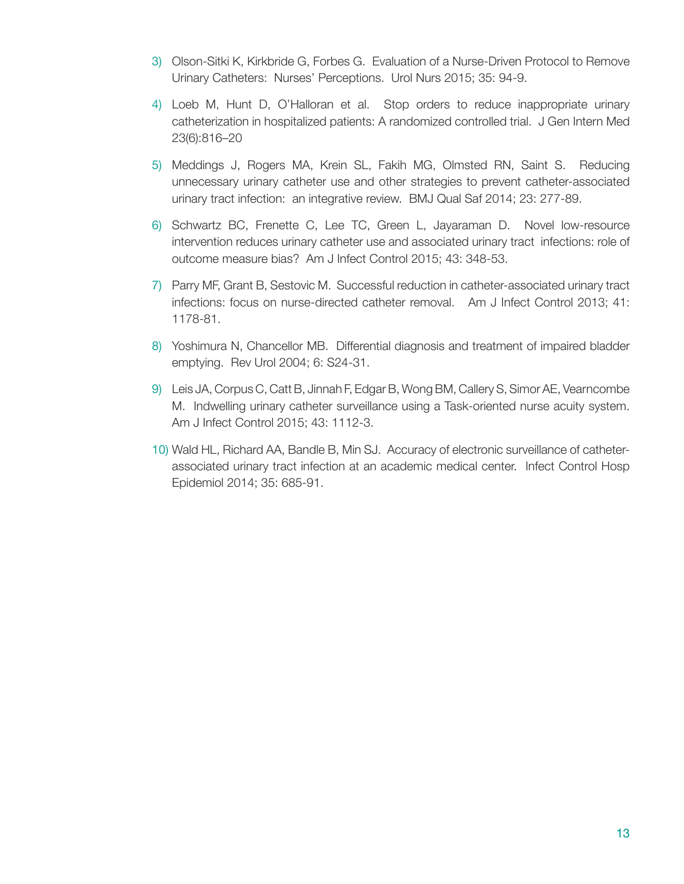3) Olson-Sitki K, Kirkbride G, Forbes G. Evaluation of a Nurse-Driven Protocol to Remove Urinary Catheters: Nurses' Perceptions. Urol Nurs 2015; 35: 94-9.

4) Loeb M, Hunt D, O'Halloran et al. Stop orders to reduce inappropriate urinary catheterization in hospitalized patients: A randomized controlled trial. J Gen Intern Med 23(6):816–20

5) Meddings J, Rogers MA, Krein SL, Fakih MG, Olmsted RN, Saint S. Reducing unnecessary urinary catheter use and other strategies to prevent catheter-associated urinary tract infection: an integrative review. BMJ Qual Saf 2014; 23: 277-89.

6) Schwartz BC, Frenette C, Lee TC, Green L, Jayaraman D. Novel low-resource intervention reduces urinary catheter use and associated urinary tract infections: role of outcome measure bias? Am J Infect Control 2015; 43: 348-53.

7) Parry MF, Grant B, Sestovic M. Successful reduction in catheter-associated urinary tract infections: focus on nurse-directed catheter removal. Am J Infect Control 2013; 41: 1178-81.

8) Yoshimura N, Chancellor MB. Differential diagnosis and treatment of impaired bladder emptying. Rev Urol 2004; 6: S24-31.

9) Leis JA, Corpus C, Catt B, Jinnah F, Edgar B, Wong BM, Callery S, Simor AE, Vearncombe M. Indwelling urinary catheter surveillance using a Task-oriented nurse acuity system. Am J Infect Control 2015; 43: 1112-3.

10) Wald HL, Richard AA, Bandle B, Min SJ. Accuracy of electronic surveillance of catheter-associated urinary tract infection at an academic medical center. Infect Control Hosp Epidemiol 2014; 35: 685-91.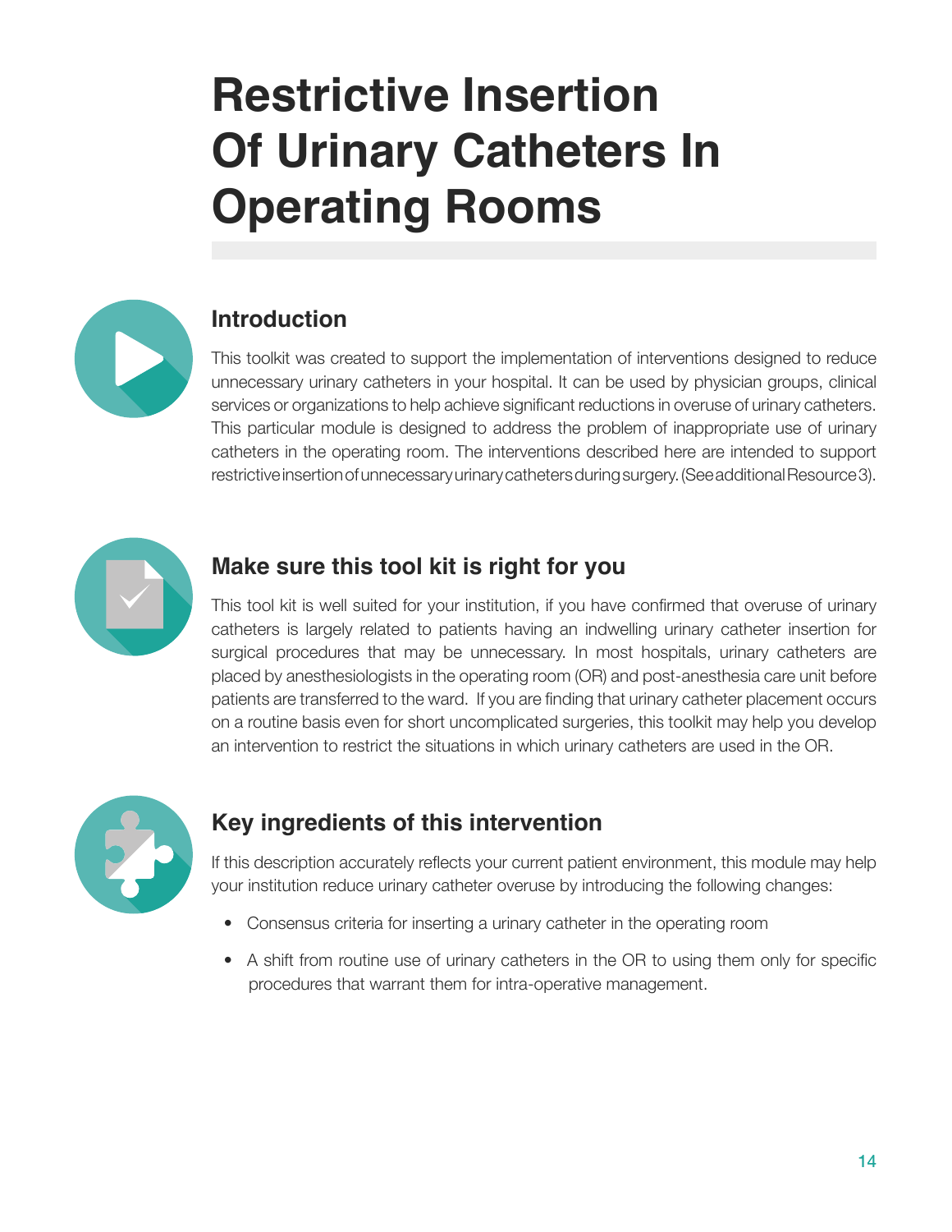# Restrictive Insertion Of Urinary Catheters In Operating Rooms

## Introduction

This toolkit was created to support the implementation of interventions designed to reduce unnecessary urinary catheters in your hospital. It can be used by physician groups, clinical services or organizations to help achieve significant reductions in overuse of urinary catheters. This particular module is designed to address the problem of inappropriate use of urinary catheters in the operating room. The interventions described here are intended to support restrictive insertion of unnecessary urinary catheters during surgery. (See additional Resource 3).

## Make sure this tool kit is right for you

This tool kit is well suited for your institution, if you have confirmed that overuse of urinary catheters is largely related to patients having an indwelling urinary catheter insertion for surgical procedures that may be unnecessary. In most hospitals, urinary catheters are placed by anesthesiologists in the operating room (OR) and post-anesthesia care unit before patients are transferred to the ward. If you are finding that urinary catheter placement occurs on a routine basis even for short uncomplicated surgeries, this toolkit may help you develop an intervention to restrict the situations in which urinary catheters are used in the OR.

## Key ingredients of this intervention

If this description accurately reflects your current patient environment, this module may help your institution reduce urinary catheter overuse by introducing the following changes:

- Consensus criteria for inserting a urinary catheter in the operating room
- A shift from routine use of urinary catheters in the OR to using them only for specific procedures that warrant them for intra-operative management.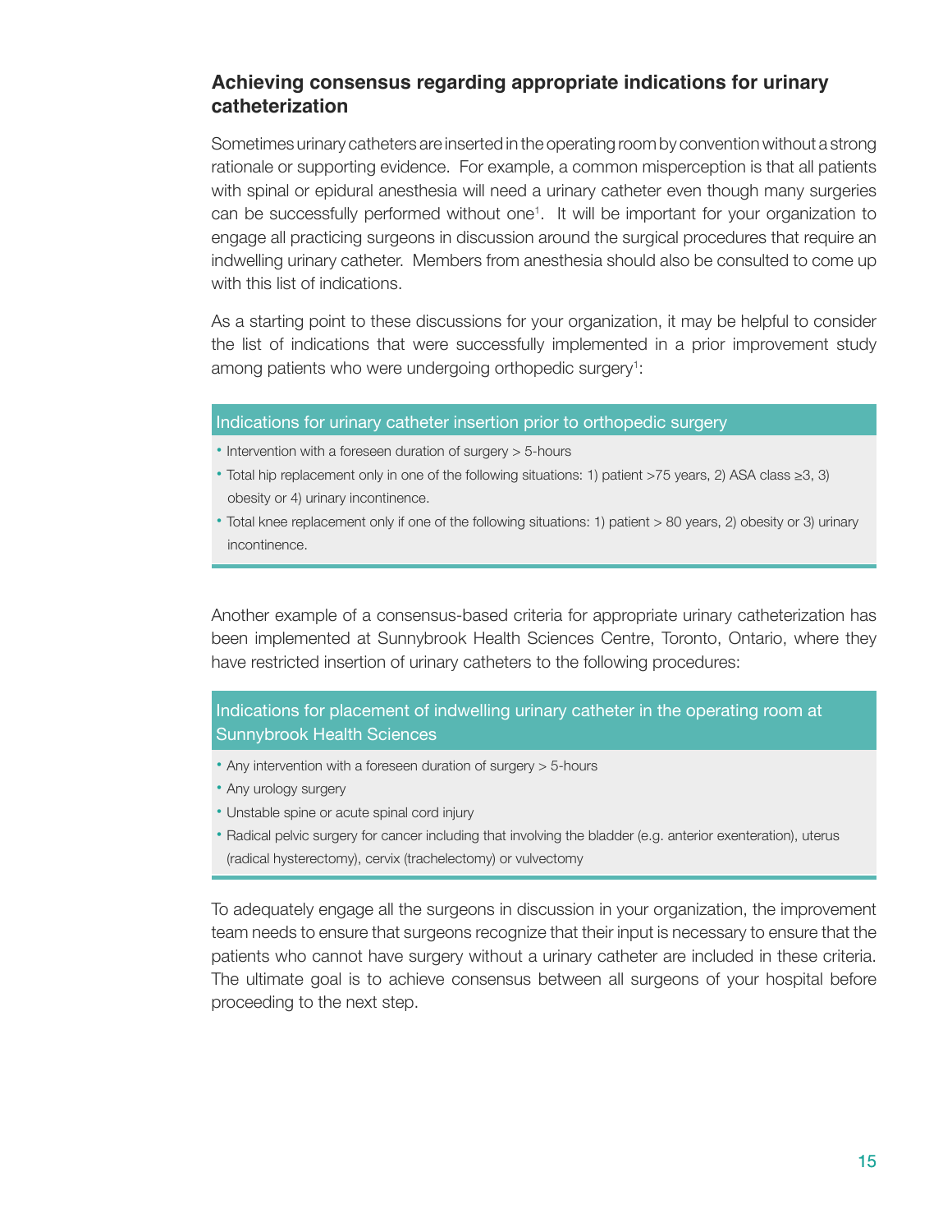## Achieving consensus regarding appropriate indications for urinary catheterization

Sometimes urinary catheters are inserted in the operating room by convention without a strong rationale or supporting evidence. For example, a common misperception is that all patients with spinal or epidural anesthesia will need a urinary catheter even though many surgeries can be successfully performed without one[1]. It will be important for your organization to engage all practicing surgeons in discussion around the surgical procedures that require an indwelling urinary catheter. Members from anesthesia should also be consulted to come up with this list of indications.

As a starting point to these discussions for your organization, it may be helpful to consider the list of indications that were successfully implemented in a prior improvement study among patients who were undergoing orthopedic surgery[1]:

**Indications for urinary catheter insertion prior to orthopedic surgery**

- Intervention with a foreseen duration of surgery > 5-hours
- Total hip replacement only in one of the following situations: 1) patient >75 years, 2) ASA class ≥3, 3) obesity or 4) urinary incontinence.
- Total knee replacement only if one of the following situations: 1) patient > 80 years, 2) obesity or 3) urinary incontinence.

Another example of a consensus-based criteria for appropriate urinary catheterization has been implemented at Sunnybrook Health Sciences Centre, Toronto, Ontario, where they have restricted insertion of urinary catheters to the following procedures:

**Indications for placement of indwelling urinary catheter in the operating room at Sunnybrook Health Sciences**

- Any intervention with a foreseen duration of surgery > 5-hours
- Any urology surgery
- Unstable spine or acute spinal cord injury
- Radical pelvic surgery for cancer including that involving the bladder (e.g. anterior exenteration), uterus (radical hysterectomy), cervix (trachelectomy) or vulvectomy

To adequately engage all the surgeons in discussion in your organization, the improvement team needs to ensure that surgeons recognize that their input is necessary to ensure that the patients who cannot have surgery without a urinary catheter are included in these criteria. The ultimate goal is to achieve consensus between all surgeons of your hospital before proceeding to the next step.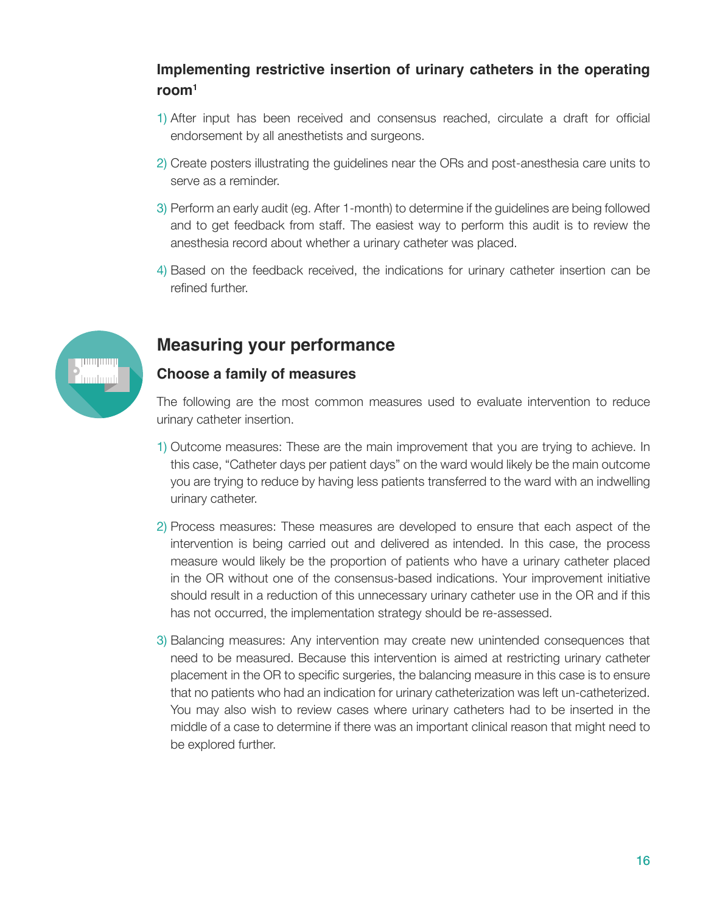### Implementing restrictive insertion of urinary catheters in the operating room[1]

1) After input has been received and consensus reached, circulate a draft for official endorsement by all anesthetists and surgeons.

2) Create posters illustrating the guidelines near the ORs and post-anesthesia care units to serve as a reminder.

3) Perform an early audit (eg. After 1-month) to determine if the guidelines are being followed and to get feedback from staff. The easiest way to perform this audit is to review the anesthesia record about whether a urinary catheter was placed.

4) Based on the feedback received, the indications for urinary catheter insertion can be refined further.

## Measuring your performance

### Choose a family of measures

The following are the most common measures used to evaluate intervention to reduce urinary catheter insertion.

1) Outcome measures: These are the main improvement that you are trying to achieve. In this case, "Catheter days per patient days" on the ward would likely be the main outcome you are trying to reduce by having less patients transferred to the ward with an indwelling urinary catheter.

2) Process measures: These measures are developed to ensure that each aspect of the intervention is being carried out and delivered as intended. In this case, the process measure would likely be the proportion of patients who have a urinary catheter placed in the OR without one of the consensus-based indications. Your improvement initiative should result in a reduction of this unnecessary urinary catheter use in the OR and if this has not occurred, the implementation strategy should be re-assessed.

3) Balancing measures: Any intervention may create new unintended consequences that need to be measured. Because this intervention is aimed at restricting urinary catheter placement in the OR to specific surgeries, the balancing measure in this case is to ensure that no patients who had an indication for urinary catheterization was left un-catheterized. You may also wish to review cases where urinary catheters had to be inserted in the middle of a case to determine if there was an important clinical reason that might need to be explored further.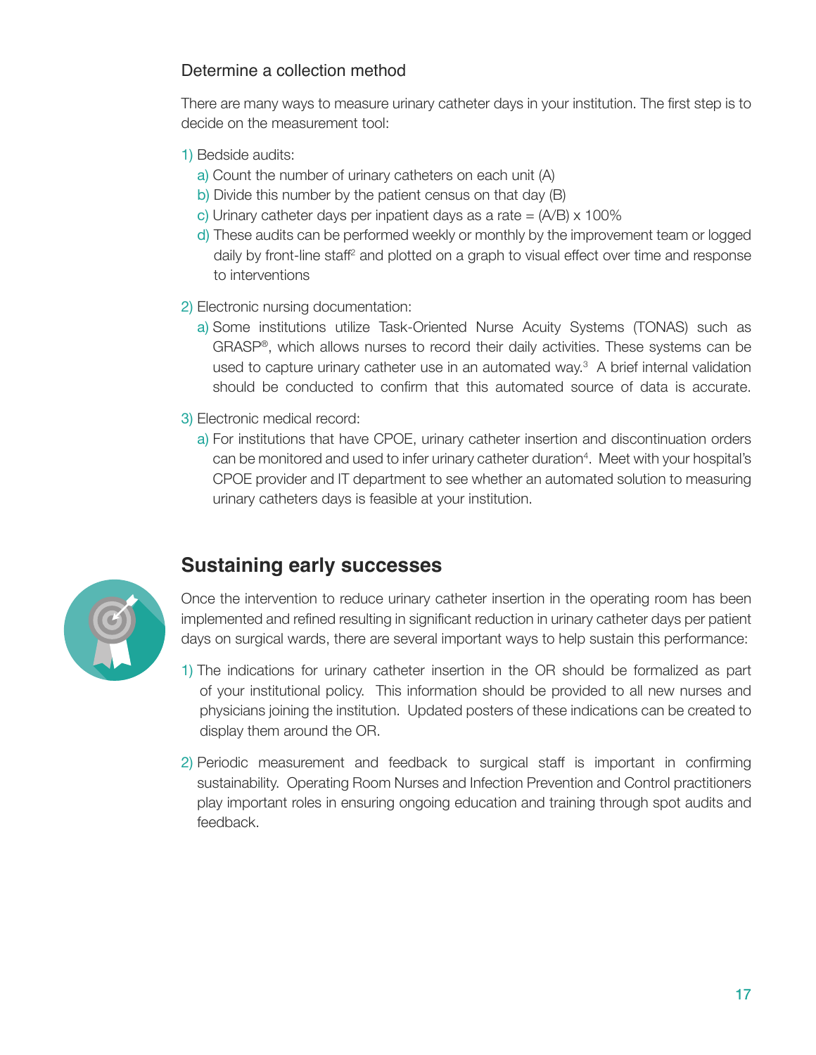### Determine a collection method

There are many ways to measure urinary catheter days in your institution. The first step is to decide on the measurement tool:

1) Bedside audits:
   a) Count the number of urinary catheters on each unit (A)
   b) Divide this number by the patient census on that day (B)
   c) Urinary catheter days per inpatient days as a rate = (A/B) x 100%
   d) These audits can be performed weekly or monthly by the improvement team or logged daily by front-line staff[2] and plotted on a graph to visual effect over time and response to interventions

2) Electronic nursing documentation:
   a) Some institutions utilize Task-Oriented Nurse Acuity Systems (TONAS) such as GRASP®, which allows nurses to record their daily activities. These systems can be used to capture urinary catheter use in an automated way.[3] A brief internal validation should be conducted to confirm that this automated source of data is accurate.

3) Electronic medical record:
   a) For institutions that have CPOE, urinary catheter insertion and discontinuation orders can be monitored and used to infer urinary catheter duration[4]. Meet with your hospital's CPOE provider and IT department to see whether an automated solution to measuring urinary catheters days is feasible at your institution.

## Sustaining early successes

Once the intervention to reduce urinary catheter insertion in the operating room has been implemented and refined resulting in significant reduction in urinary catheter days per patient days on surgical wards, there are several important ways to help sustain this performance:

1) The indications for urinary catheter insertion in the OR should be formalized as part of your institutional policy. This information should be provided to all new nurses and physicians joining the institution. Updated posters of these indications can be created to display them around the OR.

2) Periodic measurement and feedback to surgical staff is important in confirming sustainability. Operating Room Nurses and Infection Prevention and Control practitioners play important roles in ensuring ongoing education and training through spot audits and feedback.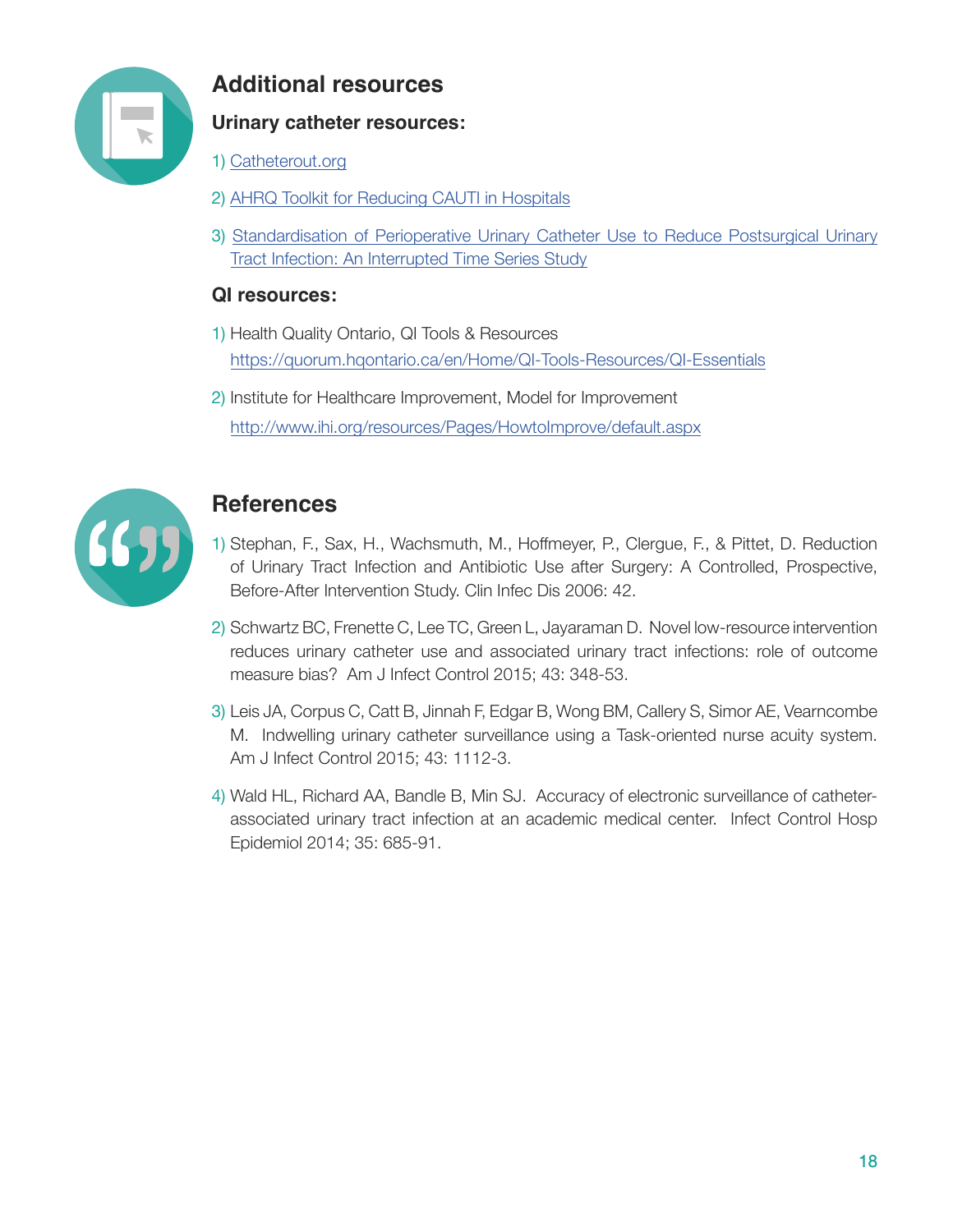## Additional resources

### Urinary catheter resources:

1) Catheterout.org

2) AHRQ Toolkit for Reducing CAUTI in Hospitals

3) Standardisation of Perioperative Urinary Catheter Use to Reduce Postsurgical Urinary Tract Infection: An Interrupted Time Series Study

### QI resources:

1) Health Quality Ontario, QI Tools & Resources
   https://quorum.hqontario.ca/en/Home/QI-Tools-Resources/QI-Essentials

2) Institute for Healthcare Improvement, Model for Improvement
   http://www.ihi.org/resources/Pages/HowtoImprove/default.aspx

## References

1) Stephan, F., Sax, H., Wachsmuth, M., Hoffmeyer, P., Clergue, F., & Pittet, D. Reduction of Urinary Tract Infection and Antibiotic Use after Surgery: A Controlled, Prospective, Before-After Intervention Study. Clin Infec Dis 2006: 42.

2) Schwartz BC, Frenette C, Lee TC, Green L, Jayaraman D. Novel low-resource intervention reduces urinary catheter use and associated urinary tract infections: role of outcome measure bias? Am J Infect Control 2015; 43: 348-53.

3) Leis JA, Corpus C, Catt B, Jinnah F, Edgar B, Wong BM, Callery S, Simor AE, Vearncombe M. Indwelling urinary catheter surveillance using a Task-oriented nurse acuity system. Am J Infect Control 2015; 43: 1112-3.

4) Wald HL, Richard AA, Bandle B, Min SJ. Accuracy of electronic surveillance of catheter-associated urinary tract infection at an academic medical center. Infect Control Hosp Epidemiol 2014; 35: 685-91.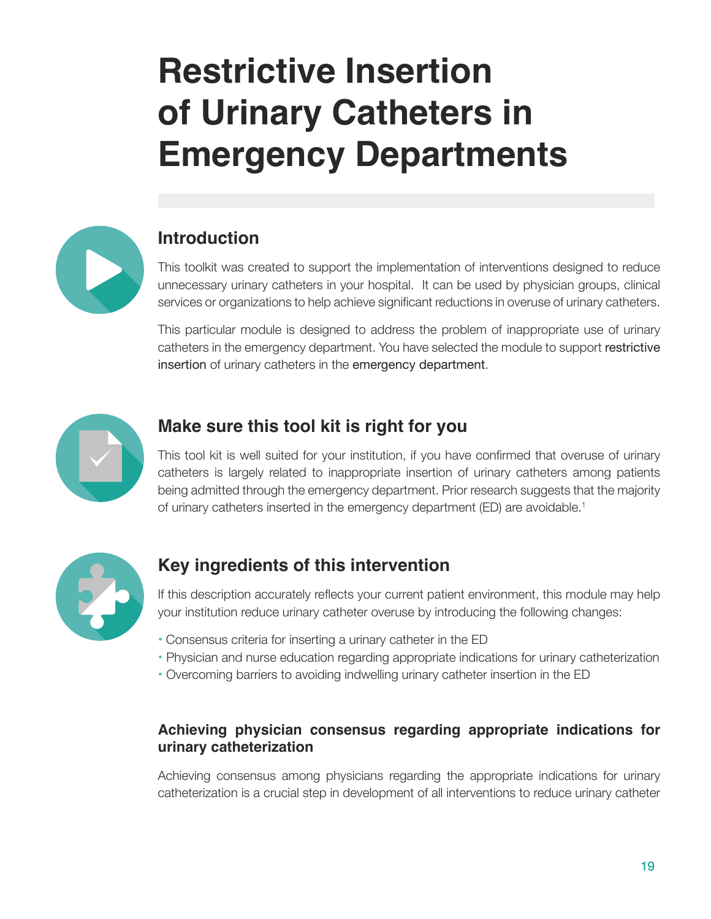# Restrictive Insertion of Urinary Catheters in Emergency Departments

## Introduction

This toolkit was created to support the implementation of interventions designed to reduce unnecessary urinary catheters in your hospital. It can be used by physician groups, clinical services or organizations to help achieve significant reductions in overuse of urinary catheters.

This particular module is designed to address the problem of inappropriate use of urinary catheters in the emergency department. You have selected the module to support restrictive insertion of urinary catheters in the emergency department.

## Make sure this tool kit is right for you

This tool kit is well suited for your institution, if you have confirmed that overuse of urinary catheters is largely related to inappropriate insertion of urinary catheters among patients being admitted through the emergency department. Prior research suggests that the majority of urinary catheters inserted in the emergency department (ED) are avoidable.[1]

## Key ingredients of this intervention

If this description accurately reflects your current patient environment, this module may help your institution reduce urinary catheter overuse by introducing the following changes:

- Consensus criteria for inserting a urinary catheter in the ED
- Physician and nurse education regarding appropriate indications for urinary catheterization
- Overcoming barriers to avoiding indwelling urinary catheter insertion in the ED

### Achieving physician consensus regarding appropriate indications for urinary catheterization

Achieving consensus among physicians regarding the appropriate indications for urinary catheterization is a crucial step in development of all interventions to reduce urinary catheter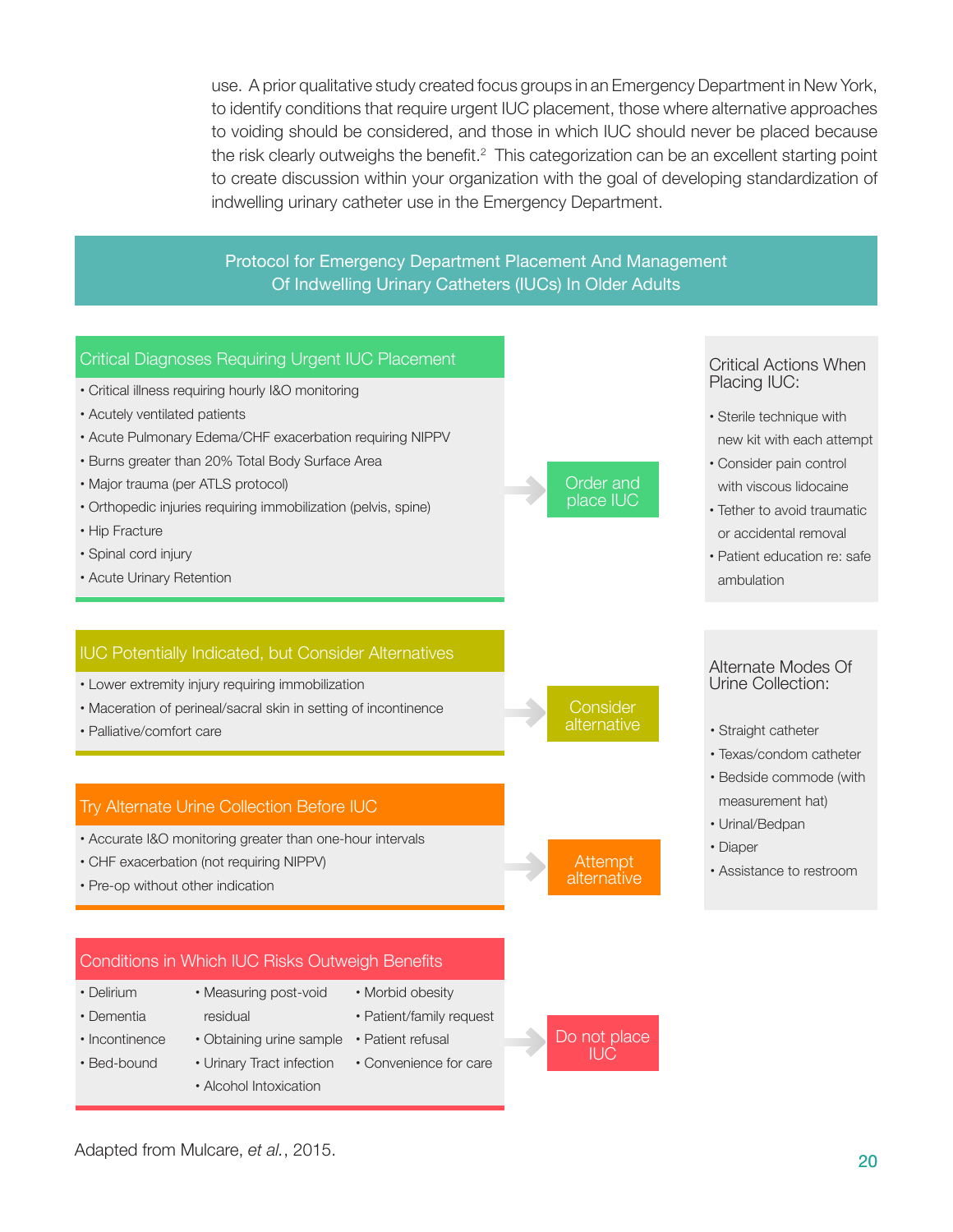use. A prior qualitative study created focus groups in an Emergency Department in New York, to identify conditions that require urgent IUC placement, those where alternative approaches to voiding should be considered, and those in which IUC should never be placed because the risk clearly outweighs the benefit.[2] This categorization can be an excellent starting point to create discussion within your organization with the goal of developing standardization of indwelling urinary catheter use in the Emergency Department.

## Protocol for Emergency Department Placement And Management Of Indwelling Urinary Catheters (IUCs) In Older Adults

### Critical Diagnoses Requiring Urgent IUC Placement

- Critical illness requiring hourly I&O monitoring
- Acutely ventilated patients
- Acute Pulmonary Edema/CHF exacerbation requiring NIPPV
- Burns greater than 20% Total Body Surface Area
- Major trauma (per ATLS protocol)
- Orthopedic injuries requiring immobilization (pelvis, spine)
- Hip Fracture
- Spinal cord injury
- Acute Urinary Retention

→ **Order and place IUC**

### Critical Actions When Placing IUC:

- Sterile technique with new kit with each attempt
- Consider pain control with viscous lidocaine
- Tether to avoid traumatic or accidental removal
- Patient education re: safe ambulation

### IUC Potentially Indicated, but Consider Alternatives

- Lower extremity injury requiring immobilization
- Maceration of perineal/sacral skin in setting of incontinence
- Palliative/comfort care

→ **Consider alternative**

### Try Alternate Urine Collection Before IUC

- Accurate I&O monitoring greater than one-hour intervals
- CHF exacerbation (not requiring NIPPV)
- Pre-op without other indication

→ **Attempt alternative**

### Alternate Modes Of Urine Collection:

- Straight catheter
- Texas/condom catheter
- Bedside commode (with measurement hat)
- Urinal/Bedpan
- Diaper
- Assistance to restroom

### Conditions in Which IUC Risks Outweigh Benefits

- Delirium
- Dementia
- Incontinence
- Bed-bound
- Measuring post-void residual
- Obtaining urine sample
- Urinary Tract infection
- Alcohol Intoxication
- Morbid obesity
- Patient/family request
- Patient refusal
- Convenience for care

→ **Do not place IUC**

Adapted from Mulcare, *et al.*, 2015.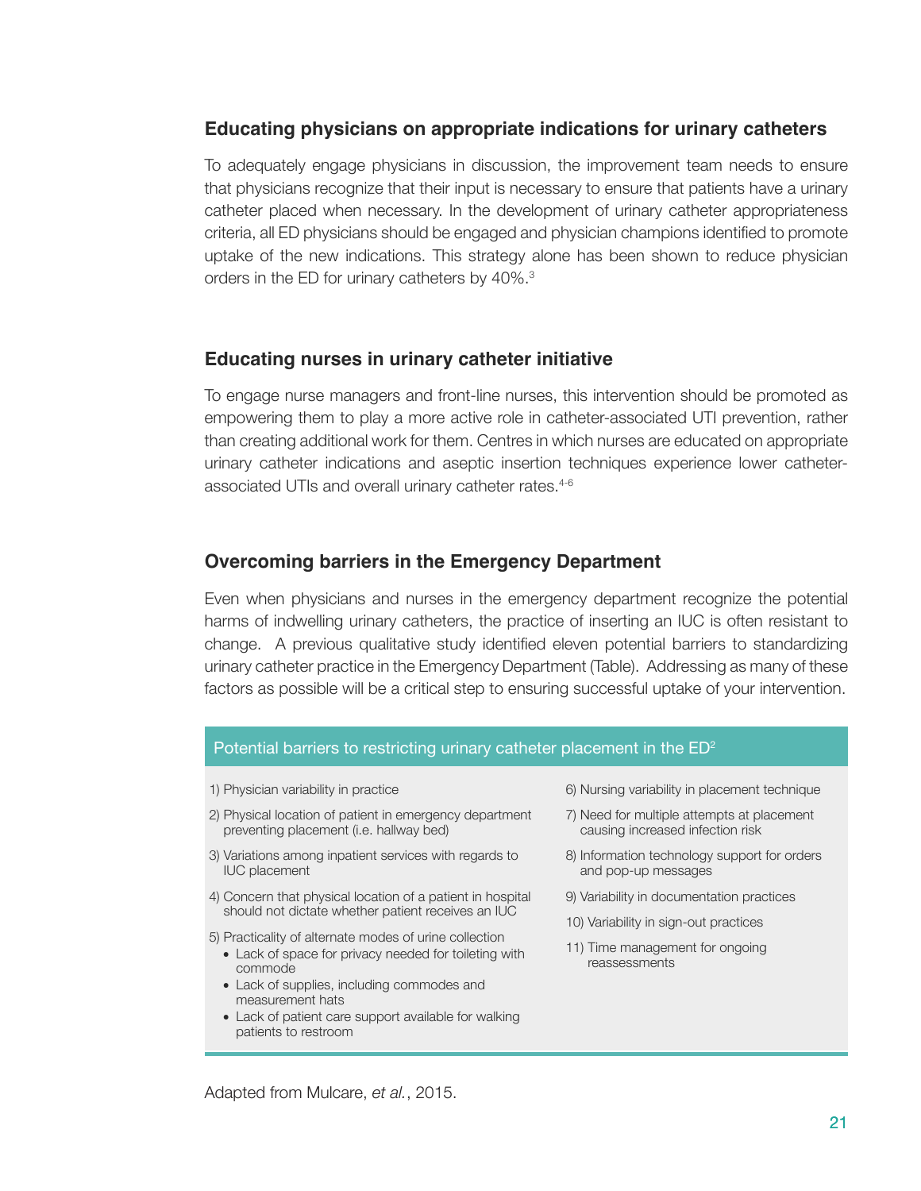## Educating physicians on appropriate indications for urinary catheters

To adequately engage physicians in discussion, the improvement team needs to ensure that physicians recognize that their input is necessary to ensure that patients have a urinary catheter placed when necessary. In the development of urinary catheter appropriateness criteria, all ED physicians should be engaged and physician champions identified to promote uptake of the new indications. This strategy alone has been shown to reduce physician orders in the ED for urinary catheters by 40%.[3]

## Educating nurses in urinary catheter initiative

To engage nurse managers and front-line nurses, this intervention should be promoted as empowering them to play a more active role in catheter-associated UTI prevention, rather than creating additional work for them. Centres in which nurses are educated on appropriate urinary catheter indications and aseptic insertion techniques experience lower catheter-associated UTIs and overall urinary catheter rates.[4-6]

## Overcoming barriers in the Emergency Department

Even when physicians and nurses in the emergency department recognize the potential harms of indwelling urinary catheters, the practice of inserting an IUC is often resistant to change. A previous qualitative study identified eleven potential barriers to standardizing urinary catheter practice in the Emergency Department (Table). Addressing as many of these factors as possible will be a critical step to ensuring successful uptake of your intervention.

**Potential barriers to restricting urinary catheter placement in the ED[2]**

1) Physician variability in practice
2) Physical location of patient in emergency department preventing placement (i.e. hallway bed)
3) Variations among inpatient services with regards to IUC placement
4) Concern that physical location of a patient in hospital should not dictate whether patient receives an IUC
5) Practicality of alternate modes of urine collection
   - Lack of space for privacy needed for toileting with commode
   - Lack of supplies, including commodes and measurement hats
   - Lack of patient care support available for walking patients to restroom
6) Nursing variability in placement technique
7) Need for multiple attempts at placement causing increased infection risk
8) Information technology support for orders and pop-up messages
9) Variability in documentation practices
10) Variability in sign-out practices
11) Time management for ongoing reassessments

Adapted from Mulcare, *et al.*, 2015.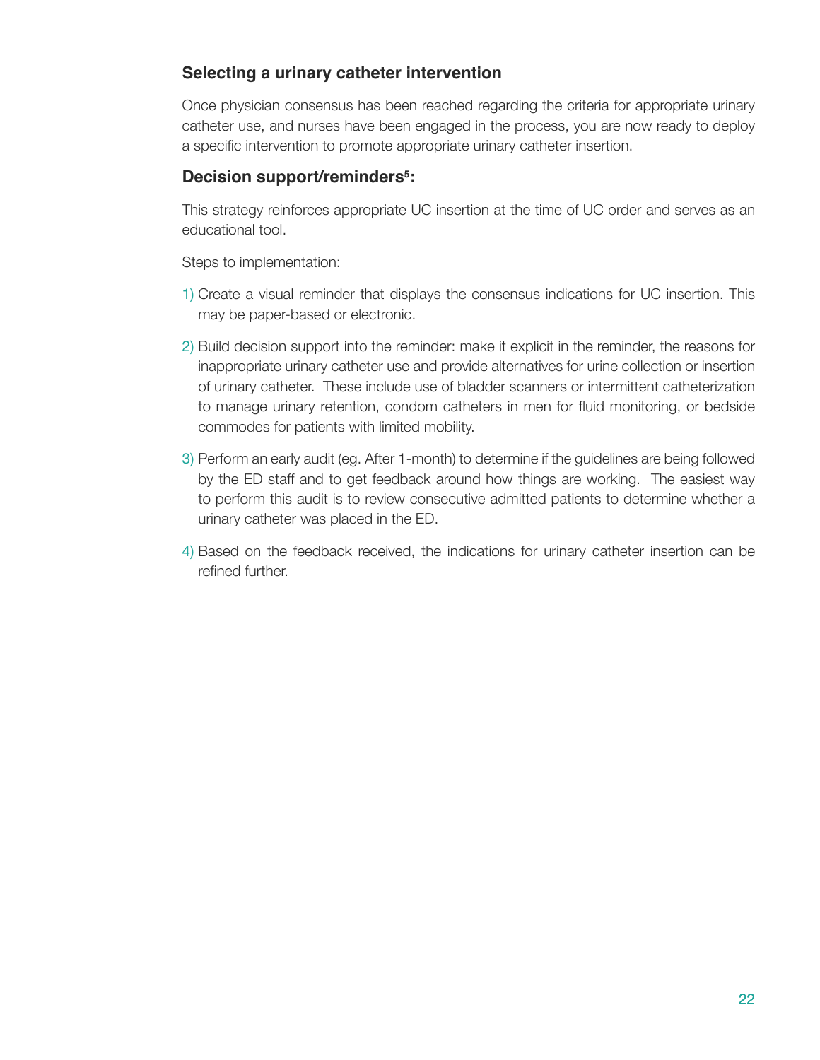## Selecting a urinary catheter intervention

Once physician consensus has been reached regarding the criteria for appropriate urinary catheter use, and nurses have been engaged in the process, you are now ready to deploy a specific intervention to promote appropriate urinary catheter insertion.

### Decision support/reminders[5]:

This strategy reinforces appropriate UC insertion at the time of UC order and serves as an educational tool.

Steps to implementation:

1) Create a visual reminder that displays the consensus indications for UC insertion. This may be paper-based or electronic.

2) Build decision support into the reminder: make it explicit in the reminder, the reasons for inappropriate urinary catheter use and provide alternatives for urine collection or insertion of urinary catheter. These include use of bladder scanners or intermittent catheterization to manage urinary retention, condom catheters in men for fluid monitoring, or bedside commodes for patients with limited mobility.

3) Perform an early audit (eg. After 1-month) to determine if the guidelines are being followed by the ED staff and to get feedback around how things are working. The easiest way to perform this audit is to review consecutive admitted patients to determine whether a urinary catheter was placed in the ED.

4) Based on the feedback received, the indications for urinary catheter insertion can be refined further.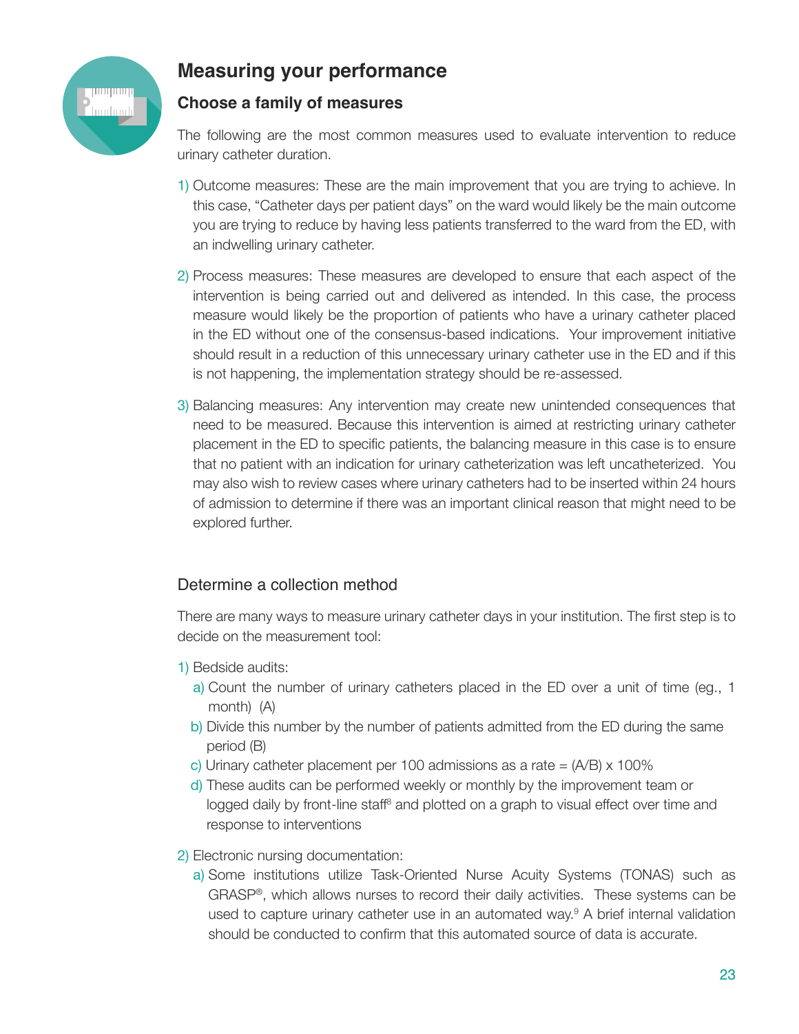## Measuring your performance

### Choose a family of measures

The following are the most common measures used to evaluate intervention to reduce urinary catheter duration.

1) Outcome measures: These are the main improvement that you are trying to achieve. In this case, "Catheter days per patient days" on the ward would likely be the main outcome you are trying to reduce by having less patients transferred to the ward from the ED, with an indwelling urinary catheter.

2) Process measures: These measures are developed to ensure that each aspect of the intervention is being carried out and delivered as intended. In this case, the process measure would likely be the proportion of patients who have a urinary catheter placed in the ED without one of the consensus-based indications. Your improvement initiative should result in a reduction of this unnecessary urinary catheter use in the ED and if this is not happening, the implementation strategy should be re-assessed.

3) Balancing measures: Any intervention may create new unintended consequences that need to be measured. Because this intervention is aimed at restricting urinary catheter placement in the ED to specific patients, the balancing measure in this case is to ensure that no patient with an indication for urinary catheterization was left uncatheterized. You may also wish to review cases where urinary catheters had to be inserted within 24 hours of admission to determine if there was an important clinical reason that might need to be explored further.

### Determine a collection method

There are many ways to measure urinary catheter days in your institution. The first step is to decide on the measurement tool:

1) Bedside audits:
   a) Count the number of urinary catheters placed in the ED over a unit of time (eg., 1 month) (A)
   b) Divide this number by the number of patients admitted from the ED during the same period (B)
   c) Urinary catheter placement per 100 admissions as a rate = (A/B) x 100%
   d) These audits can be performed weekly or monthly by the improvement team or logged daily by front-line staff[8] and plotted on a graph to visual effect over time and response to interventions

2) Electronic nursing documentation:
   a) Some institutions utilize Task-Oriented Nurse Acuity Systems (TONAS) such as GRASP®, which allows nurses to record their daily activities. These systems can be used to capture urinary catheter use in an automated way.[9] A brief internal validation should be conducted to confirm that this automated source of data is accurate.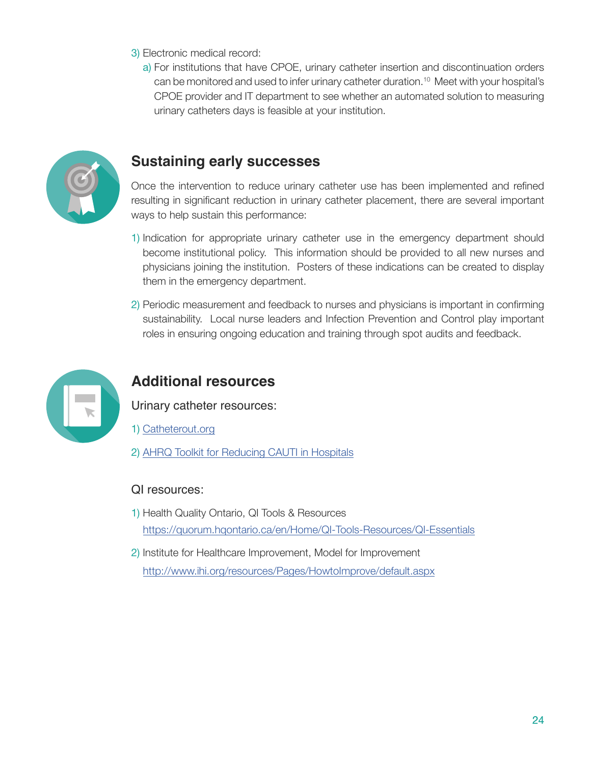3) Electronic medical record:
   a) For institutions that have CPOE, urinary catheter insertion and discontinuation orders can be monitored and used to infer urinary catheter duration.[10] Meet with your hospital's CPOE provider and IT department to see whether an automated solution to measuring urinary catheters days is feasible at your institution.

## Sustaining early successes

Once the intervention to reduce urinary catheter use has been implemented and refined resulting in significant reduction in urinary catheter placement, there are several important ways to help sustain this performance:

1) Indication for appropriate urinary catheter use in the emergency department should become institutional policy. This information should be provided to all new nurses and physicians joining the institution. Posters of these indications can be created to display them in the emergency department.

2) Periodic measurement and feedback to nurses and physicians is important in confirming sustainability. Local nurse leaders and Infection Prevention and Control play important roles in ensuring ongoing education and training through spot audits and feedback.

## Additional resources

Urinary catheter resources:

1) Catheterout.org

2) AHRQ Toolkit for Reducing CAUTI in Hospitals

QI resources:

1) Health Quality Ontario, QI Tools & Resources
   https://quorum.hqontario.ca/en/Home/QI-Tools-Resources/QI-Essentials

2) Institute for Healthcare Improvement, Model for Improvement
   http://www.ihi.org/resources/Pages/HowtoImprove/default.aspx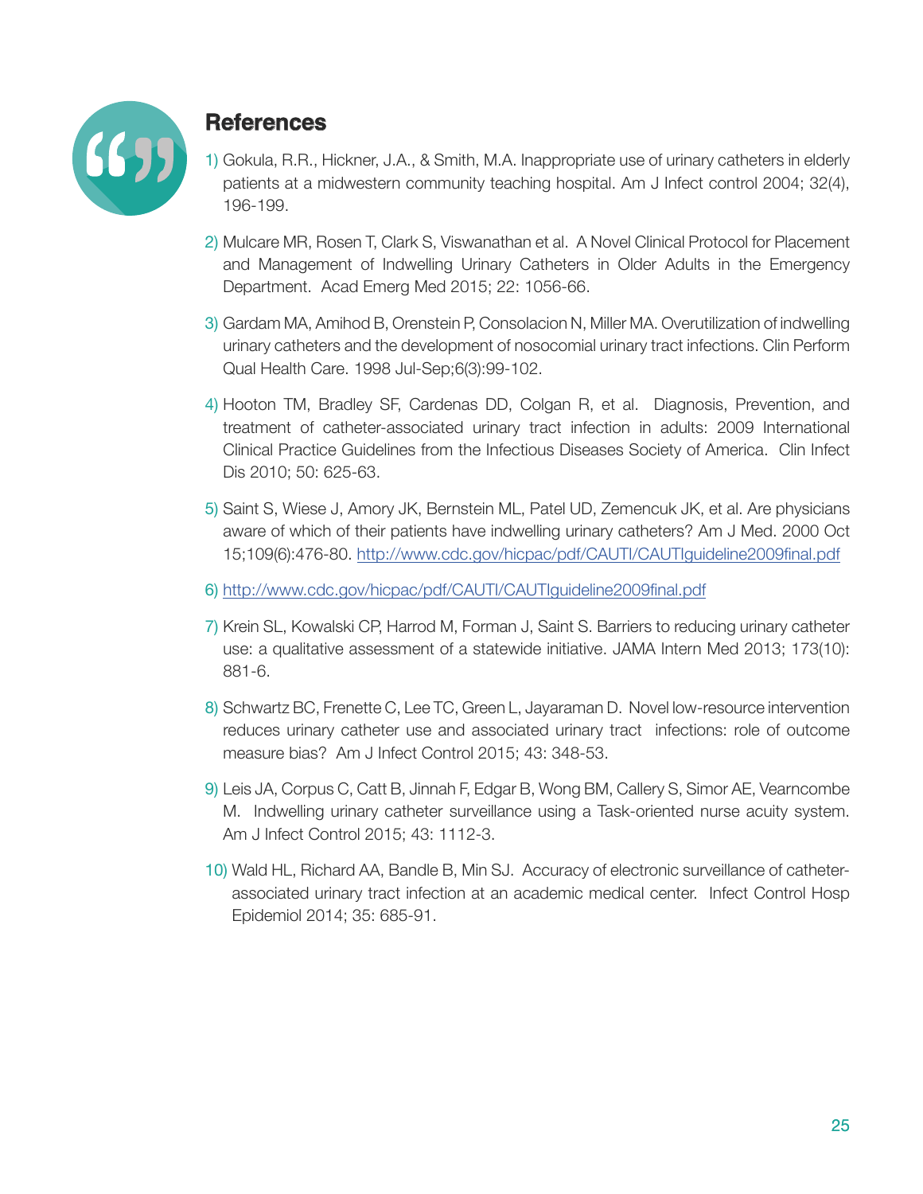## References

1) Gokula, R.R., Hickner, J.A., & Smith, M.A. Inappropriate use of urinary catheters in elderly patients at a midwestern community teaching hospital. Am J Infect control 2004; 32(4), 196-199.

2) Mulcare MR, Rosen T, Clark S, Viswanathan et al. A Novel Clinical Protocol for Placement and Management of Indwelling Urinary Catheters in Older Adults in the Emergency Department. Acad Emerg Med 2015; 22: 1056-66.

3) Gardam MA, Amihod B, Orenstein P, Consolacion N, Miller MA. Overutilization of indwelling urinary catheters and the development of nosocomial urinary tract infections. Clin Perform Qual Health Care. 1998 Jul-Sep;6(3):99-102.

4) Hooton TM, Bradley SF, Cardenas DD, Colgan R, et al. Diagnosis, Prevention, and treatment of catheter-associated urinary tract infection in adults: 2009 International Clinical Practice Guidelines from the Infectious Diseases Society of America. Clin Infect Dis 2010; 50: 625-63.

5) Saint S, Wiese J, Amory JK, Bernstein ML, Patel UD, Zemencuk JK, et al. Are physicians aware of which of their patients have indwelling urinary catheters? Am J Med. 2000 Oct 15;109(6):476-80. http://www.cdc.gov/hicpac/pdf/CAUTI/CAUTIguideline2009final.pdf

6) http://www.cdc.gov/hicpac/pdf/CAUTI/CAUTIguideline2009final.pdf

7) Krein SL, Kowalski CP, Harrod M, Forman J, Saint S. Barriers to reducing urinary catheter use: a qualitative assessment of a statewide initiative. JAMA Intern Med 2013; 173(10): 881-6.

8) Schwartz BC, Frenette C, Lee TC, Green L, Jayaraman D. Novel low-resource intervention reduces urinary catheter use and associated urinary tract infections: role of outcome measure bias? Am J Infect Control 2015; 43: 348-53.

9) Leis JA, Corpus C, Catt B, Jinnah F, Edgar B, Wong BM, Callery S, Simor AE, Vearncombe M. Indwelling urinary catheter surveillance using a Task-oriented nurse acuity system. Am J Infect Control 2015; 43: 1112-3.

10) Wald HL, Richard AA, Bandle B, Min SJ. Accuracy of electronic surveillance of catheter-associated urinary tract infection at an academic medical center. Infect Control Hosp Epidemiol 2014; 35: 685-91.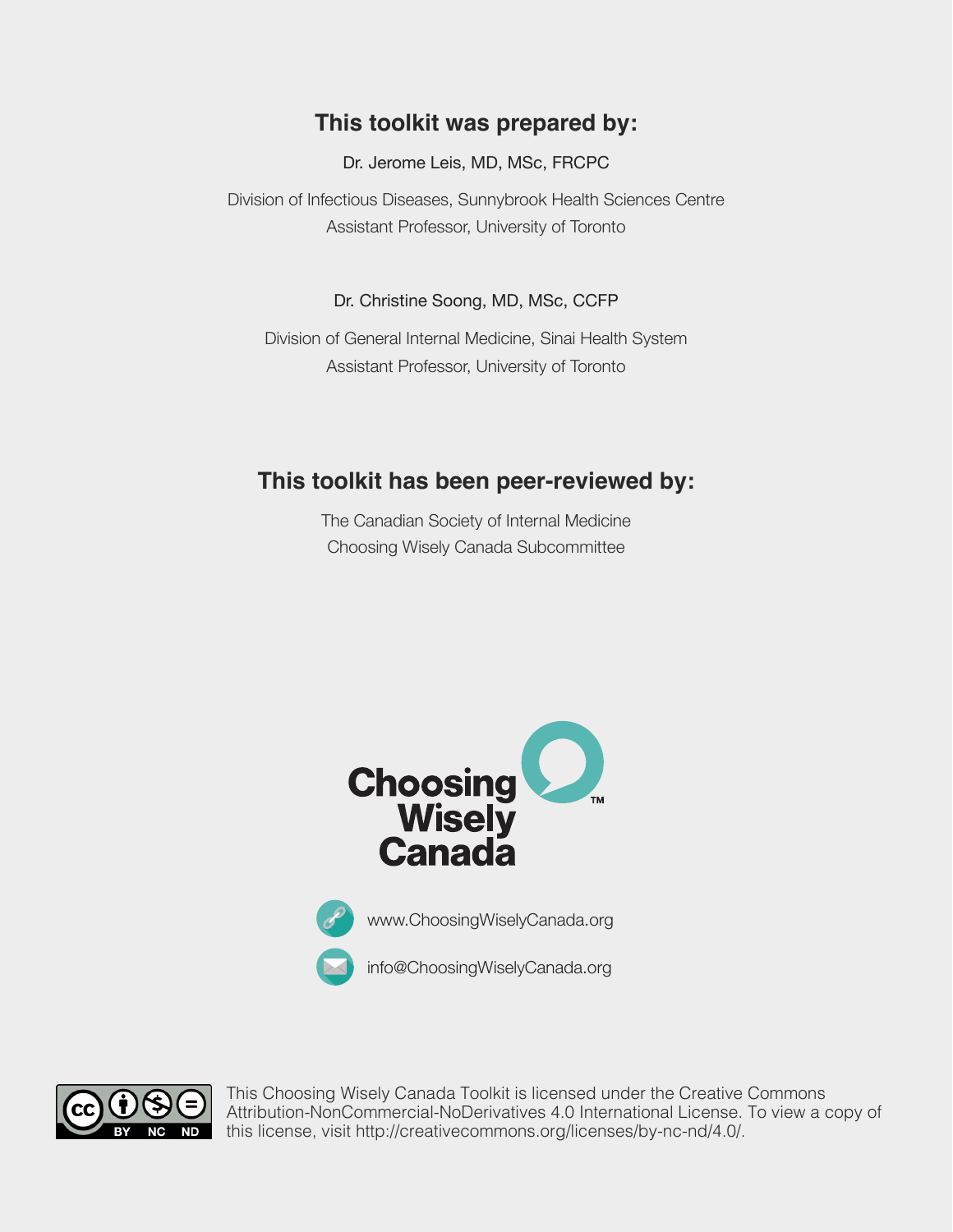## This toolkit was prepared by:

Dr. Jerome Leis, MD, MSc, FRCPC

Division of Infectious Diseases, Sunnybrook Health Sciences Centre
Assistant Professor, University of Toronto

Dr. Christine Soong, MD, MSc, CCFP

Division of General Internal Medicine, Sinai Health System
Assistant Professor, University of Toronto

## This toolkit has been peer-reviewed by:

The Canadian Society of Internal Medicine
Choosing Wisely Canada Subcommittee

Choosing Wisely Canada™

www.ChoosingWiselyCanada.org

info@ChoosingWiselyCanada.org

This Choosing Wisely Canada Toolkit is licensed under the Creative Commons Attribution-NonCommercial-NoDerivatives 4.0 International License. To view a copy of this license, visit http://creativecommons.org/licenses/by-nc-nd/4.0/.